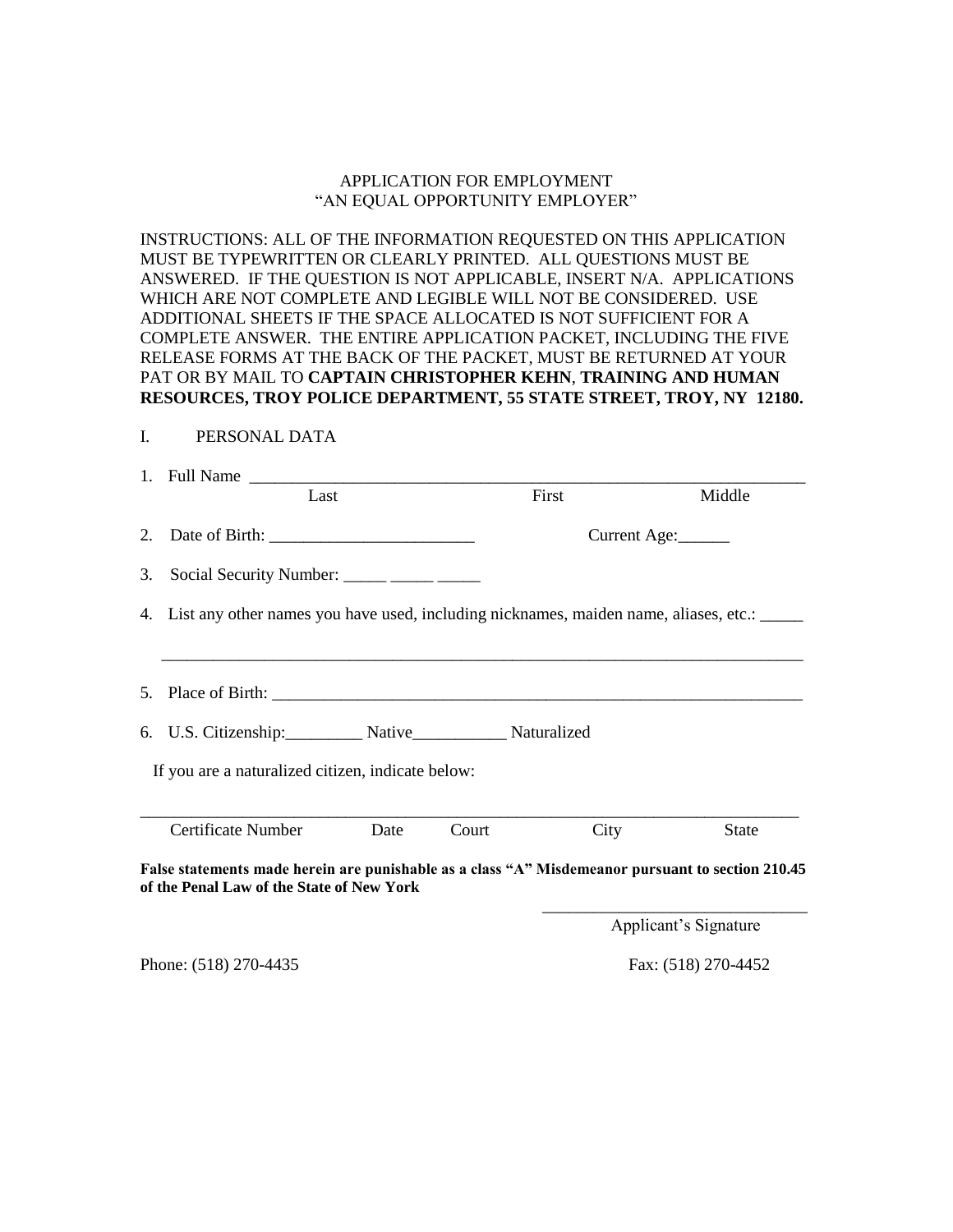APPLICATION FOR EMPLOYMENT
"AN EQUAL OPPORTUNITY EMPLOYER"

INSTRUCTIONS: ALL OF THE INFORMATION REQUESTED ON THIS APPLICATION MUST BE TYPEWRITTEN OR CLEARLY PRINTED. ALL QUESTIONS MUST BE ANSWERED. IF THE QUESTION IS NOT APPLICABLE, INSERT N/A. APPLICATIONS WHICH ARE NOT COMPLETE AND LEGIBLE WILL NOT BE CONSIDERED. USE ADDITIONAL SHEETS IF THE SPACE ALLOCATED IS NOT SUFFICIENT FOR A COMPLETE ANSWER. THE ENTIRE APPLICATION PACKET, INCLUDING THE FIVE RELEASE FORMS AT THE BACK OF THE PACKET, MUST BE RETURNED AT YOUR PAT OR BY MAIL TO **CAPTAIN CHRISTOPHER KEHN**, **TRAINING AND HUMAN RESOURCES, TROY POLICE DEPARTMENT, 55 STATE STREET, TROY, NY 12180.**

## I. PERSONAL DATA

1. Full Name ____________________________________________________________
   Last First Middle

2. Date of Birth: ________________________ Current Age:______

3. Social Security Number: _____ _____ _____

4. List any other names you have used, including nicknames, maiden name, aliases, etc.: _____

   ______________________________________________________________________________

5. Place of Birth: ______________________________________________________________

6. U.S. Citizenship:_________ Native___________ Naturalized

   If you are a naturalized citizen, indicate below:

______________________________________________________________________________
Certificate Number Date Court City State

**False statements made herein are punishable as a class "A" Misdemeanor pursuant to section 210.45 of the Penal Law of the State of New York**

______________________________
Applicant's Signature

Phone: (518) 270-4435 Fax: (518) 270-4452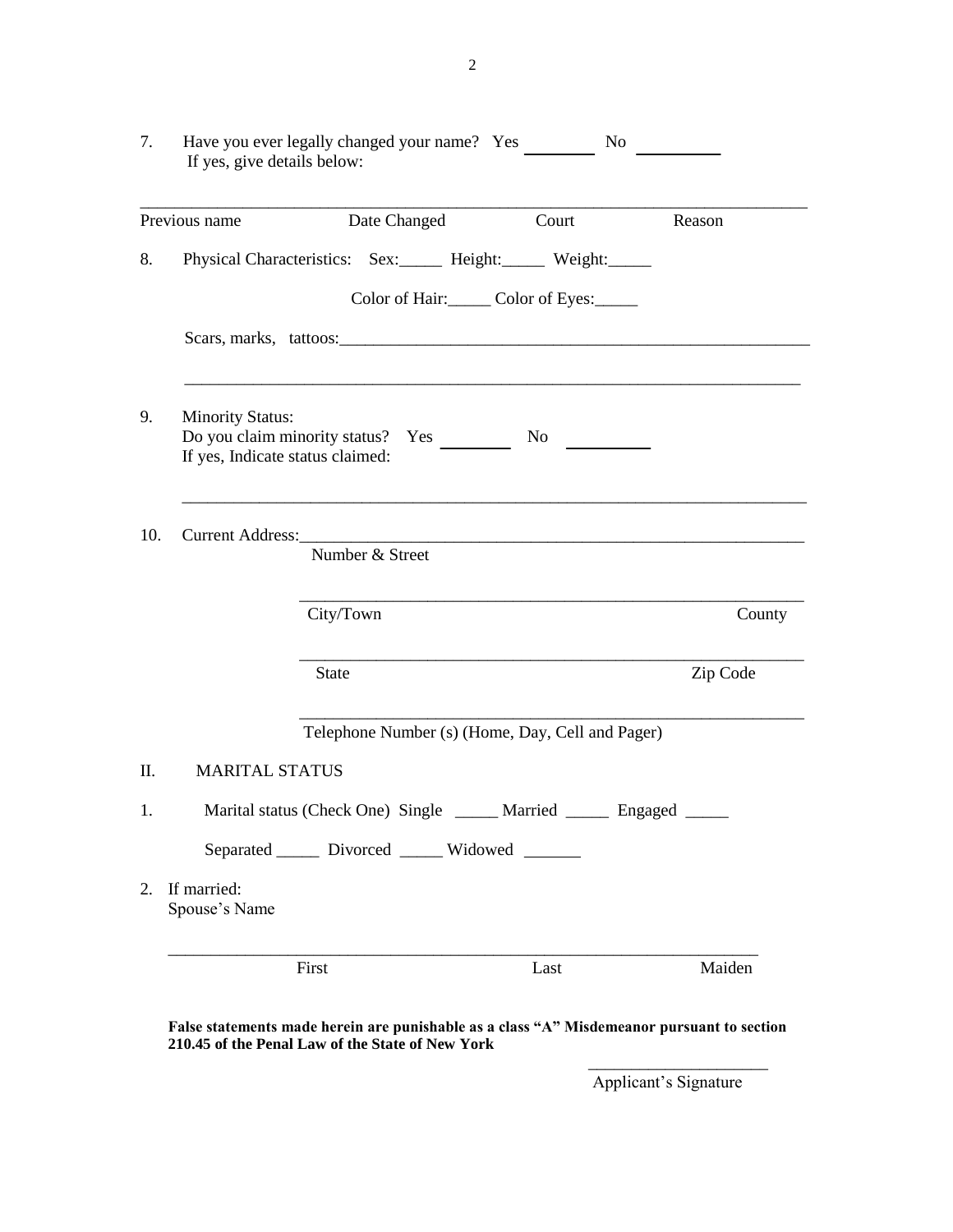7. Have you ever legally changed your name? Yes ________ No ________
   If yes, give details below:

______________________________________________________________________________

| Previous name | Date Changed | Court | Reason |
|---|---|---|---|

8. Physical Characteristics: Sex:_____ Height:_____ Weight:_____

   Color of Hair:_____ Color of Eyes:_____

   Scars, marks, tattoos:______________________________________________________

   ______________________________________________________________________________

9. Minority Status:
   Do you claim minority status? Yes ________ No ________
   If yes, Indicate status claimed:

   ______________________________________________________________________________

10. Current Address:__________________________________________________________
    Number & Street

    ______________________________________________________________________________
    City/Town                                                                                          County

    ______________________________________________________________________________
    State                                                                                               Zip Code

    ______________________________________________________________________________
    Telephone Number (s) (Home, Day, Cell and Pager)

## II. MARITAL STATUS

1. Marital status (Check One) Single _____ Married _____ Engaged _____

   Separated _____ Divorced _____ Widowed _______

2. If married:
   Spouse's Name

   ______________________________________________________________________________
   First                                        Last                                        Maiden

**False statements made herein are punishable as a class "A" Misdemeanor pursuant to section 210.45 of the Penal Law of the State of New York**

_____________________
Applicant's Signature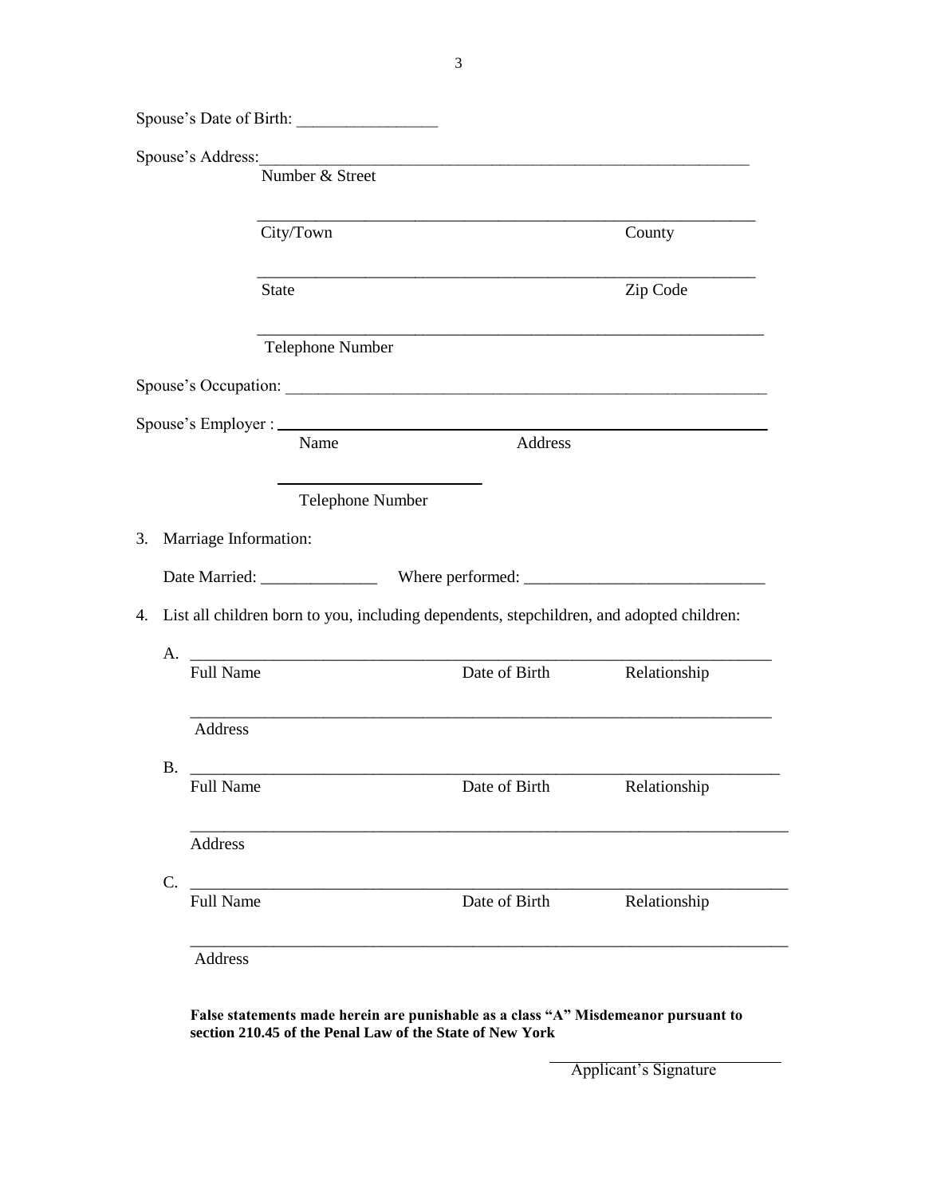Spouse's Date of Birth: _________________

Spouse's Address:_______________________________________________________________

Number & Street

_______________________________________________________________

City/Town County

_______________________________________________________________

State Zip Code

_______________________________________________________________

Telephone Number

Spouse's Occupation: _______________________________________________________________

Spouse's Employer : _______________________________________________________________

Name Address

___________________________

Telephone Number

3. Marriage Information:

   Date Married: ______________ Where performed: ____________________________

4. List all children born to you, including dependents, stepchildren, and adopted children:

   A. _______________________________________________________________________

      Full Name Date of Birth Relationship

      _______________________________________________________________________

      Address

   B. _______________________________________________________________________

      Full Name Date of Birth Relationship

      _______________________________________________________________________

      Address

   C. _______________________________________________________________________

      Full Name Date of Birth Relationship

      _______________________________________________________________________

      Address

**False statements made herein are punishable as a class "A" Misdemeanor pursuant to section 210.45 of the Penal Law of the State of New York**

______________________________

Applicant's Signature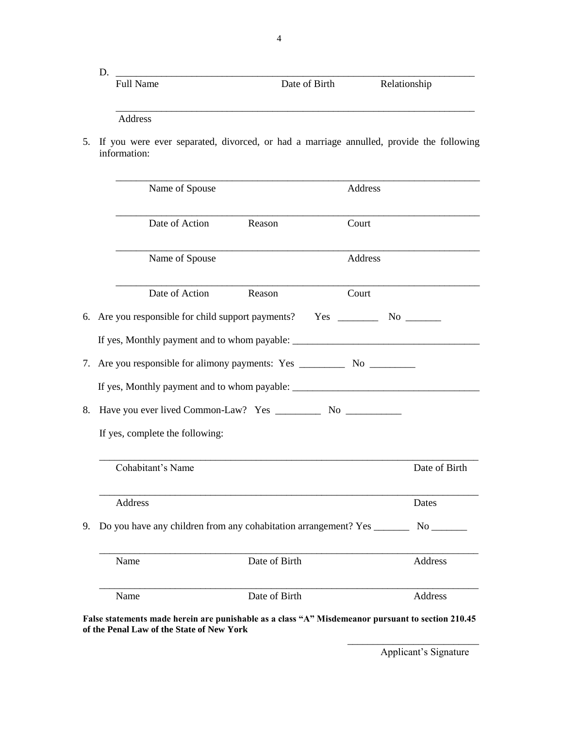D. ______________________________________________________________________

Full Name　　　　　　　　　　　Date of Birth　　　　Relationship

______________________________________________________________________

Address

5. If you were ever separated, divorced, or had a marriage annulled, provide the following information:

______________________________________________________________________

Name of Spouse　　　　　　　　　　　Address

______________________________________________________________________

Date of Action　　　Reason　　　　　Court

______________________________________________________________________

Name of Spouse　　　　　　　　　　　Address

______________________________________________________________________

Date of Action　　　Reason　　　　　Court

6. Are you responsible for child support payments?　Yes ________　No _______

If yes, Monthly payment and to whom payable: ____________________________________

7. Are you responsible for alimony payments: Yes _________　No _________

If yes, Monthly payment and to whom payable: ____________________________________

8. Have you ever lived Common-Law? Yes _________　No ___________

If yes, complete the following:

______________________________________________________________________

Cohabitant's Name　　　　　　　　　　　　　　　Date of Birth

______________________________________________________________________

Address　　　　　　　　　　　　　　　　　　　Dates

9. Do you have any children from any cohabitation arrangement? Yes _______　No _______

______________________________________________________________________

Name　　　　　　　　Date of Birth　　　　　　　Address

______________________________________________________________________

Name　　　　　　　　Date of Birth　　　　　　　Address

**False statements made herein are punishable as a class "A" Misdemeanor pursuant to section 210.45 of the Penal Law of the State of New York**

__________________________

Applicant's Signature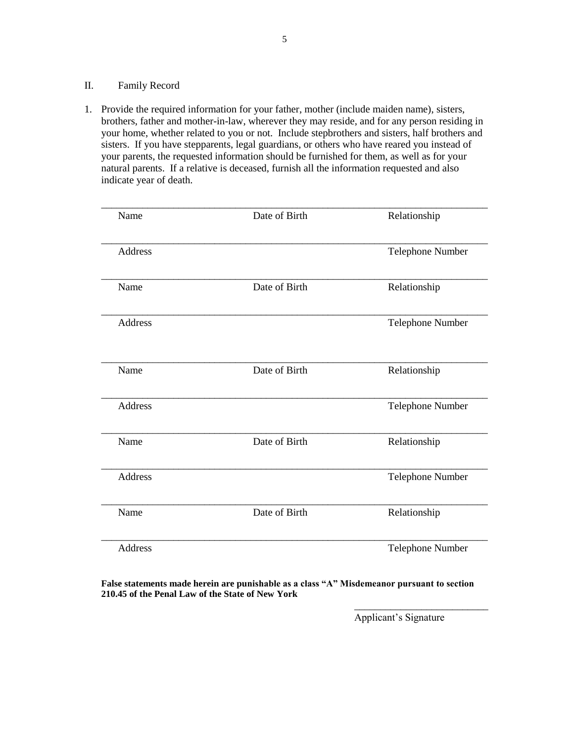## II. Family Record

1. Provide the required information for your father, mother (include maiden name), sisters, brothers, father and mother-in-law, wherever they may reside, and for any person residing in your home, whether related to you or not. Include stepbrothers and sisters, half brothers and sisters. If you have stepparents, legal guardians, or others who have reared you instead of your parents, the requested information should be furnished for them, as well as for your natural parents. If a relative is deceased, furnish all the information requested and also indicate year of death.

_______________________________________________
Name | Date of Birth | Relationship

_______________________________________________
Address | Telephone Number

_______________________________________________
Name | Date of Birth | Relationship

_______________________________________________
Address | Telephone Number

_______________________________________________
Name | Date of Birth | Relationship

_______________________________________________
Address | Telephone Number

_______________________________________________
Name | Date of Birth | Relationship

_______________________________________________
Address | Telephone Number

_______________________________________________
Name | Date of Birth | Relationship

_______________________________________________
Address | Telephone Number

**False statements made herein are punishable as a class "A" Misdemeanor pursuant to section 210.45 of the Penal Law of the State of New York**

___________________________
Applicant's Signature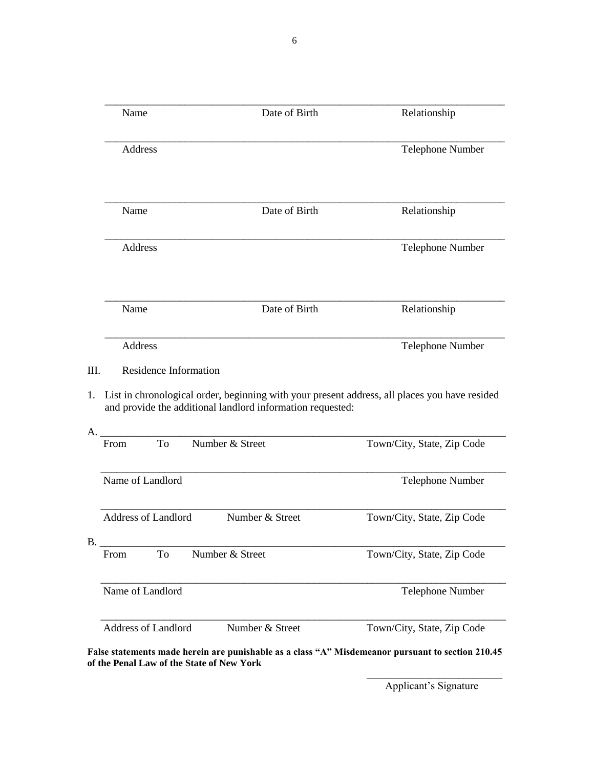\_\_\_\_\_\_\_\_\_\_\_\_\_\_\_\_\_\_\_\_\_\_\_\_\_\_\_\_\_\_\_\_\_\_\_\_\_\_\_\_\_\_\_\_\_\_\_\_\_\_\_\_\_\_\_\_\_\_\_\_

Name | Date of Birth | Relationship

\_\_\_\_\_\_\_\_\_\_\_\_\_\_\_\_\_\_\_\_\_\_\_\_\_\_\_\_\_\_\_\_\_\_\_\_\_\_\_\_\_\_\_\_\_\_\_\_\_\_\_\_\_\_\_\_\_\_\_\_

Address | Telephone Number

\_\_\_\_\_\_\_\_\_\_\_\_\_\_\_\_\_\_\_\_\_\_\_\_\_\_\_\_\_\_\_\_\_\_\_\_\_\_\_\_\_\_\_\_\_\_\_\_\_\_\_\_\_\_\_\_\_\_\_\_

Name | Date of Birth | Relationship

\_\_\_\_\_\_\_\_\_\_\_\_\_\_\_\_\_\_\_\_\_\_\_\_\_\_\_\_\_\_\_\_\_\_\_\_\_\_\_\_\_\_\_\_\_\_\_\_\_\_\_\_\_\_\_\_\_\_\_\_

Address | Telephone Number

\_\_\_\_\_\_\_\_\_\_\_\_\_\_\_\_\_\_\_\_\_\_\_\_\_\_\_\_\_\_\_\_\_\_\_\_\_\_\_\_\_\_\_\_\_\_\_\_\_\_\_\_\_\_\_\_\_\_\_\_

Name | Date of Birth | Relationship

\_\_\_\_\_\_\_\_\_\_\_\_\_\_\_\_\_\_\_\_\_\_\_\_\_\_\_\_\_\_\_\_\_\_\_\_\_\_\_\_\_\_\_\_\_\_\_\_\_\_\_\_\_\_\_\_\_\_\_\_

Address | Telephone Number

## III. Residence Information

1. List in chronological order, beginning with your present address, all places you have resided and provide the additional landlord information requested:

A. \_\_\_\_\_\_\_\_\_\_\_\_\_\_\_\_\_\_\_\_\_\_\_\_\_\_\_\_\_\_\_\_\_\_\_\_\_\_\_\_\_\_\_\_\_\_\_\_\_\_\_\_\_\_\_\_\_\_\_\_

From | To | Number & Street | Town/City, State, Zip Code

\_\_\_\_\_\_\_\_\_\_\_\_\_\_\_\_\_\_\_\_\_\_\_\_\_\_\_\_\_\_\_\_\_\_\_\_\_\_\_\_\_\_\_\_\_\_\_\_\_\_\_\_\_\_\_\_\_\_\_\_

Name of Landlord | Telephone Number

\_\_\_\_\_\_\_\_\_\_\_\_\_\_\_\_\_\_\_\_\_\_\_\_\_\_\_\_\_\_\_\_\_\_\_\_\_\_\_\_\_\_\_\_\_\_\_\_\_\_\_\_\_\_\_\_\_\_\_\_

Address of Landlord | Number & Street | Town/City, State, Zip Code

B. \_\_\_\_\_\_\_\_\_\_\_\_\_\_\_\_\_\_\_\_\_\_\_\_\_\_\_\_\_\_\_\_\_\_\_\_\_\_\_\_\_\_\_\_\_\_\_\_\_\_\_\_\_\_\_\_\_\_\_\_

From | To | Number & Street | Town/City, State, Zip Code

\_\_\_\_\_\_\_\_\_\_\_\_\_\_\_\_\_\_\_\_\_\_\_\_\_\_\_\_\_\_\_\_\_\_\_\_\_\_\_\_\_\_\_\_\_\_\_\_\_\_\_\_\_\_\_\_\_\_\_\_

Name of Landlord | Telephone Number

\_\_\_\_\_\_\_\_\_\_\_\_\_\_\_\_\_\_\_\_\_\_\_\_\_\_\_\_\_\_\_\_\_\_\_\_\_\_\_\_\_\_\_\_\_\_\_\_\_\_\_\_\_\_\_\_\_\_\_\_

Address of Landlord | Number & Street | Town/City, State, Zip Code

**False statements made herein are punishable as a class "A" Misdemeanor pursuant to section 210.45 of the Penal Law of the State of New York**

\_\_\_\_\_\_\_\_\_\_\_\_\_\_\_\_\_\_\_\_\_\_\_\_\_\_

Applicant's Signature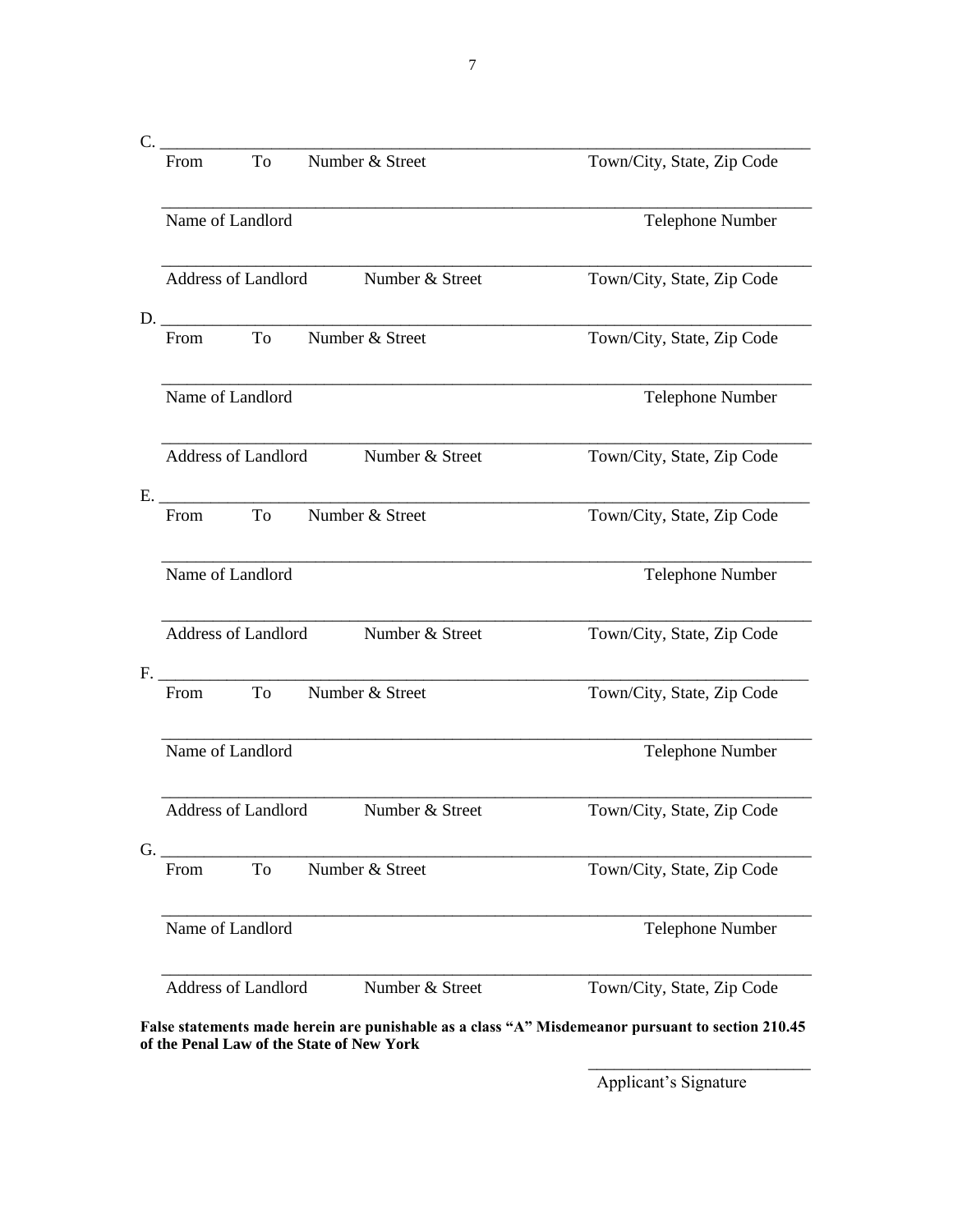C. ________________________________________________________________________________

From  To  Number & Street  Town/City, State, Zip Code

________________________________________________________________________________

Name of Landlord  Telephone Number

________________________________________________________________________________

Address of Landlord  Number & Street  Town/City, State, Zip Code

D. ________________________________________________________________________________

From  To  Number & Street  Town/City, State, Zip Code

________________________________________________________________________________

Name of Landlord  Telephone Number

________________________________________________________________________________

Address of Landlord  Number & Street  Town/City, State, Zip Code

E. ________________________________________________________________________________

From  To  Number & Street  Town/City, State, Zip Code

________________________________________________________________________________

Name of Landlord  Telephone Number

________________________________________________________________________________

Address of Landlord  Number & Street  Town/City, State, Zip Code

F. ________________________________________________________________________________

From  To  Number & Street  Town/City, State, Zip Code

________________________________________________________________________________

Name of Landlord  Telephone Number

________________________________________________________________________________

Address of Landlord  Number & Street  Town/City, State, Zip Code

G. ________________________________________________________________________________

From  To  Number & Street  Town/City, State, Zip Code

________________________________________________________________________________

Name of Landlord  Telephone Number

________________________________________________________________________________

Address of Landlord  Number & Street  Town/City, State, Zip Code

**False statements made herein are punishable as a class "A" Misdemeanor pursuant to section 210.45 of the Penal Law of the State of New York**

___________________________

Applicant's Signature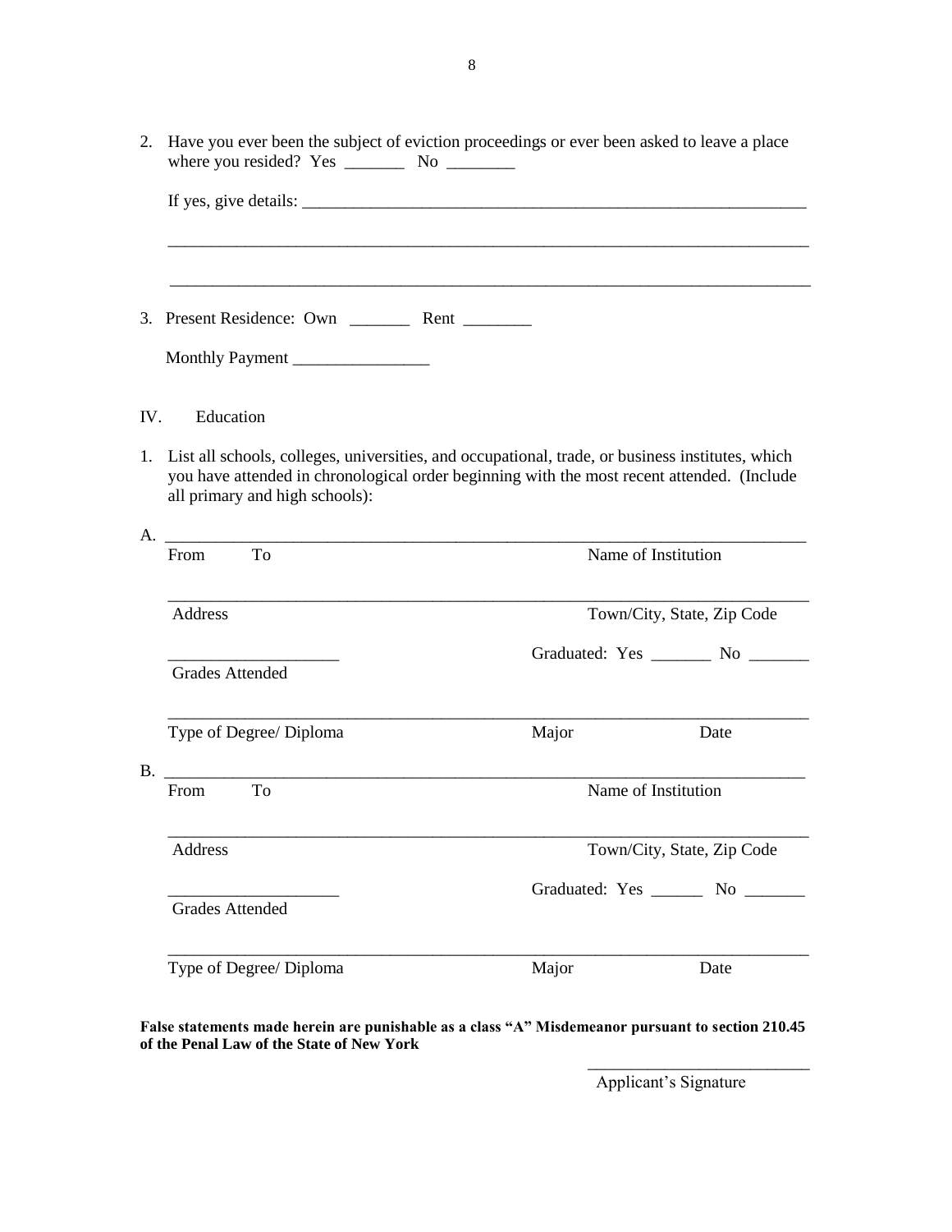2. Have you ever been the subject of eviction proceedings or ever been asked to leave a place where you resided? Yes _______ No ________

   If yes, give details: ____________________________________________________________

   ____________________________________________________________________________

   ____________________________________________________________________________

3. Present Residence: Own _______ Rent ________

   Monthly Payment ________________

IV. Education

1. List all schools, colleges, universities, and occupational, trade, or business institutes, which you have attended in chronological order beginning with the most recent attended. (Include all primary and high schools):

A. ____________________________________________________________________________

   From To &nbsp;&nbsp;&nbsp;&nbsp;&nbsp;&nbsp;&nbsp;&nbsp;&nbsp;&nbsp;&nbsp;&nbsp;&nbsp;&nbsp;&nbsp;&nbsp; Name of Institution

   ____________________________________________________________________________

   Address &nbsp;&nbsp;&nbsp;&nbsp;&nbsp;&nbsp;&nbsp;&nbsp;&nbsp;&nbsp;&nbsp;&nbsp;&nbsp;&nbsp;&nbsp;&nbsp; Town/City, State, Zip Code

   ____________________ &nbsp;&nbsp;&nbsp;&nbsp;&nbsp;&nbsp;&nbsp;&nbsp; Graduated: Yes _______ No _______

   Grades Attended

   ____________________________________________________________________________

   Type of Degree/ Diploma &nbsp;&nbsp;&nbsp;&nbsp;&nbsp;&nbsp;&nbsp;&nbsp; Major &nbsp;&nbsp;&nbsp;&nbsp;&nbsp;&nbsp;&nbsp;&nbsp; Date

B. ____________________________________________________________________________

   From To &nbsp;&nbsp;&nbsp;&nbsp;&nbsp;&nbsp;&nbsp;&nbsp;&nbsp;&nbsp;&nbsp;&nbsp;&nbsp;&nbsp;&nbsp;&nbsp; Name of Institution

   ____________________________________________________________________________

   Address &nbsp;&nbsp;&nbsp;&nbsp;&nbsp;&nbsp;&nbsp;&nbsp;&nbsp;&nbsp;&nbsp;&nbsp;&nbsp;&nbsp;&nbsp;&nbsp; Town/City, State, Zip Code

   ____________________ &nbsp;&nbsp;&nbsp;&nbsp;&nbsp;&nbsp;&nbsp;&nbsp; Graduated: Yes ______ No _______

   Grades Attended

   ____________________________________________________________________________

   Type of Degree/ Diploma &nbsp;&nbsp;&nbsp;&nbsp;&nbsp;&nbsp;&nbsp;&nbsp; Major &nbsp;&nbsp;&nbsp;&nbsp;&nbsp;&nbsp;&nbsp;&nbsp; Date

**False statements made herein are punishable as a class "A" Misdemeanor pursuant to section 210.45 of the Penal Law of the State of New York**

__________________________

Applicant's Signature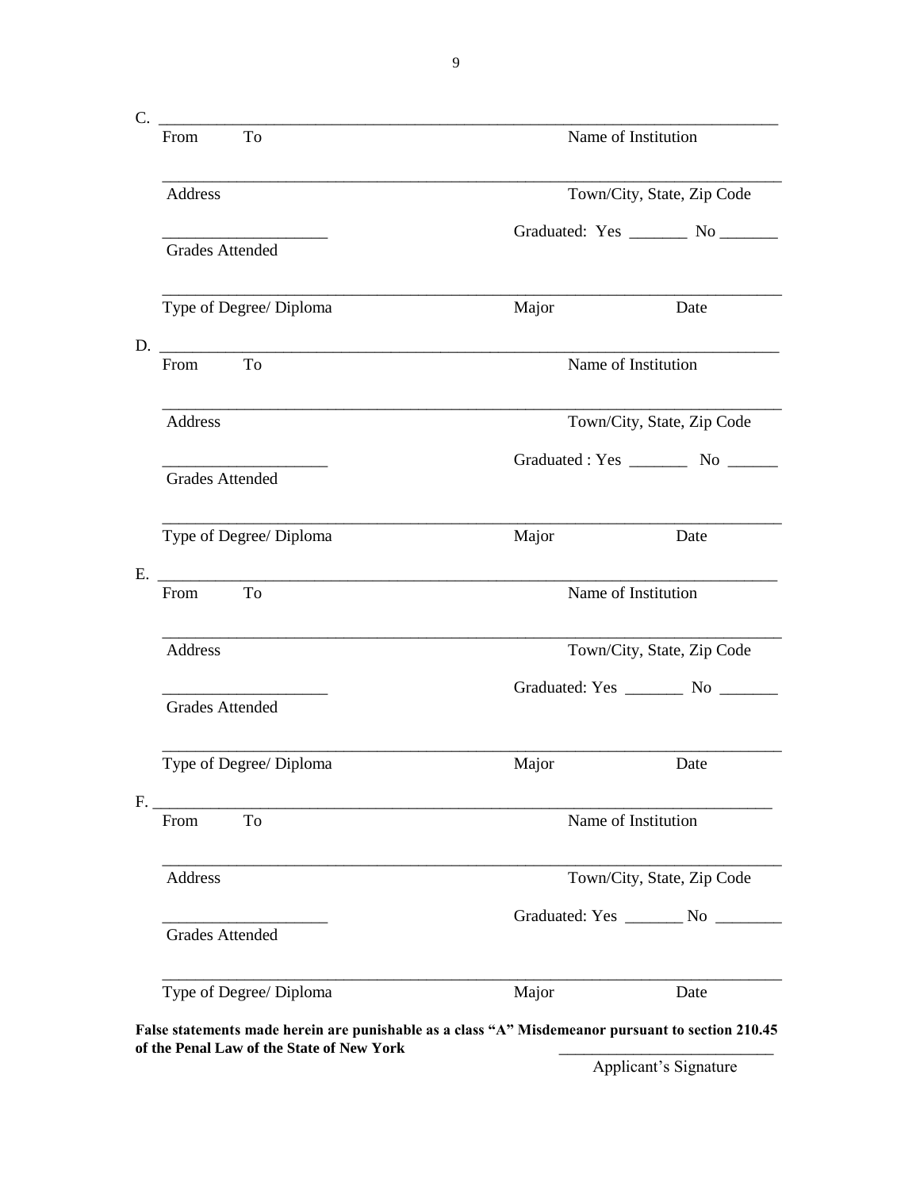C. ______________________________________________________________________________

From To Name of Institution

______________________________________________________________________________

Address Town/City, State, Zip Code

____________________ Graduated: Yes _______ No _______

Grades Attended

______________________________________________________________________________

Type of Degree/ Diploma Major Date

D. ______________________________________________________________________________

From To Name of Institution

______________________________________________________________________________

Address Town/City, State, Zip Code

____________________ Graduated : Yes _______ No ______

Grades Attended

______________________________________________________________________________

Type of Degree/ Diploma Major Date

E. ______________________________________________________________________________

From To Name of Institution

______________________________________________________________________________

Address Town/City, State, Zip Code

____________________ Graduated: Yes _______ No _______

Grades Attended

______________________________________________________________________________

Type of Degree/ Diploma Major Date

F. ______________________________________________________________________________

From To Name of Institution

______________________________________________________________________________

Address Town/City, State, Zip Code

____________________ Graduated: Yes _______ No ________

Grades Attended

______________________________________________________________________________

Type of Degree/ Diploma Major Date

**False statements made herein are punishable as a class "A" Misdemeanor pursuant to section 210.45 of the Penal Law of the State of New York**

__________________________

Applicant's Signature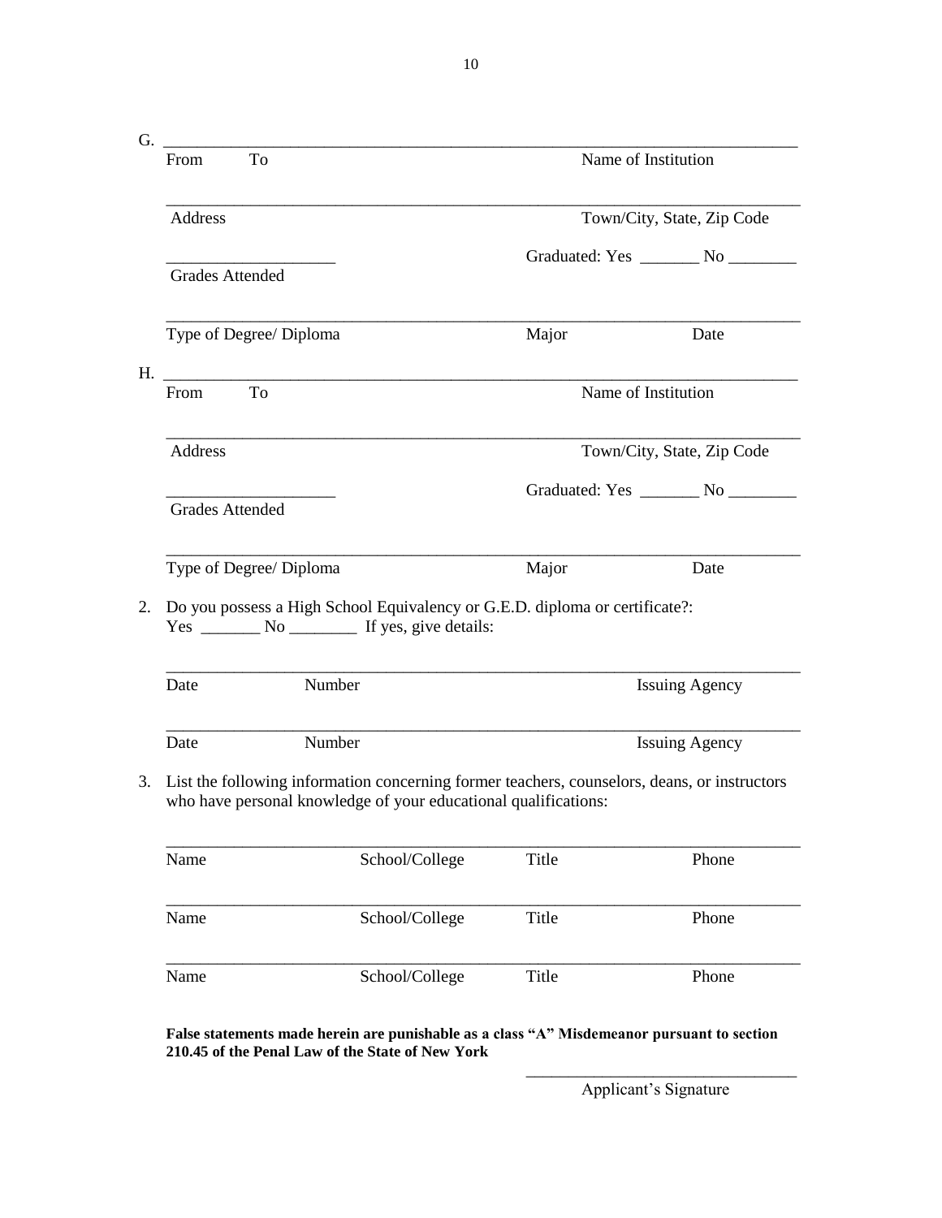G. ____________________________________________________________________________

From To Name of Institution

____________________________________________________________________________

Address Town/City, State, Zip Code

____________________ Graduated: Yes _______ No ________

Grades Attended

____________________________________________________________________________

Type of Degree/ Diploma Major Date

H. ____________________________________________________________________________

From To Name of Institution

____________________________________________________________________________

Address Town/City, State, Zip Code

____________________ Graduated: Yes _______ No ________

Grades Attended

____________________________________________________________________________

Type of Degree/ Diploma Major Date

2. Do you possess a High School Equivalency or G.E.D. diploma or certificate?:
   Yes _______ No ________ If yes, give details:

____________________________________________________________________________

Date Number Issuing Agency

____________________________________________________________________________

Date Number Issuing Agency

3. List the following information concerning former teachers, counselors, deans, or instructors who have personal knowledge of your educational qualifications:

____________________________________________________________________________

Name School/College Title Phone

____________________________________________________________________________

Name School/College Title Phone

____________________________________________________________________________

Name School/College Title Phone

**False statements made herein are punishable as a class "A" Misdemeanor pursuant to section 210.45 of the Penal Law of the State of New York**

________________________________

Applicant's Signature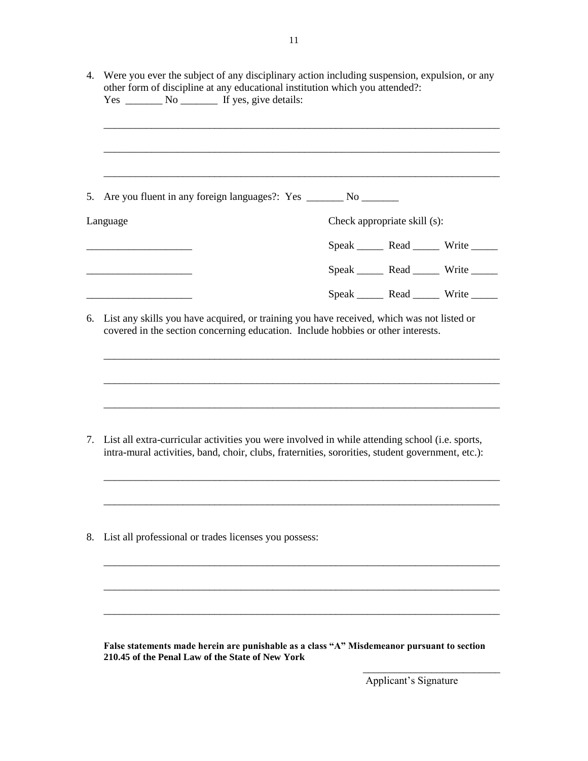4. Were you ever the subject of any disciplinary action including suspension, expulsion, or any other form of discipline at any educational institution which you attended?:
   Yes _______ No _______ If yes, give details:

   ___________________________________________________________________________

   ___________________________________________________________________________

   ___________________________________________________________________________

5. Are you fluent in any foreign languages?: Yes _______ No _______

| Language | Check appropriate skill (s): |
|---|---|
| ____________________ | Speak _____ Read _____ Write _____ |
| ____________________ | Speak _____ Read _____ Write _____ |
| ____________________ | Speak _____ Read _____ Write _____ |

6. List any skills you have acquired, or training you have received, which was not listed or covered in the section concerning education. Include hobbies or other interests.

   ___________________________________________________________________________

   ___________________________________________________________________________

   ___________________________________________________________________________

7. List all extra-curricular activities you were involved in while attending school (i.e. sports, intra-mural activities, band, choir, clubs, fraternities, sororities, student government, etc.):

   ___________________________________________________________________________

   ___________________________________________________________________________

8. List all professional or trades licenses you possess:

   ___________________________________________________________________________

   ___________________________________________________________________________

   ___________________________________________________________________________

**False statements made herein are punishable as a class "A" Misdemeanor pursuant to section 210.45 of the Penal Law of the State of New York**

___________________________
Applicant's Signature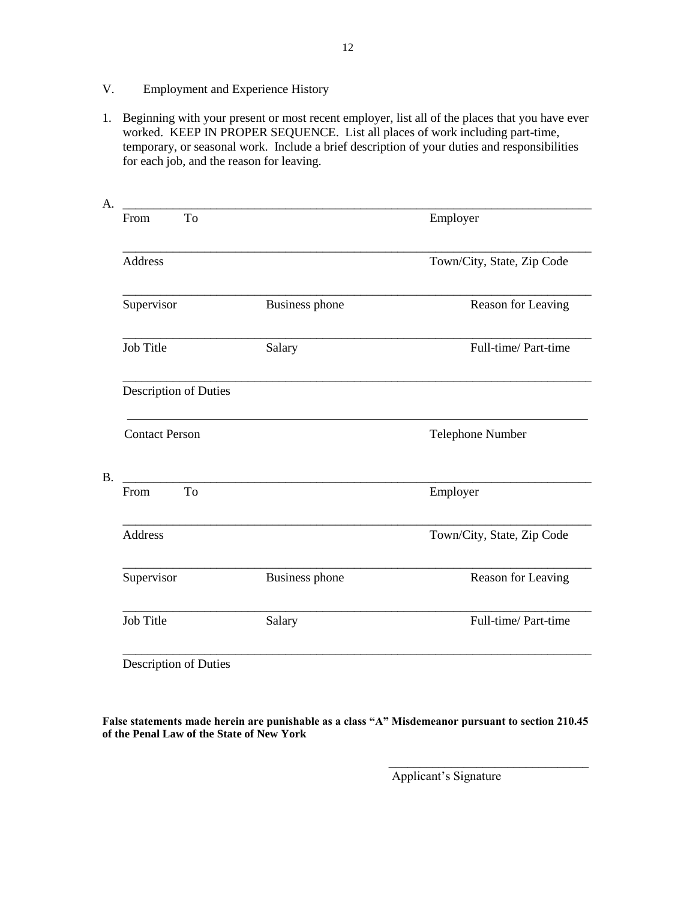V. Employment and Experience History

1. Beginning with your present or most recent employer, list all of the places that you have ever worked. KEEP IN PROPER SEQUENCE. List all places of work including part-time, temporary, or seasonal work. Include a brief description of your duties and responsibilities for each job, and the reason for leaving.

A. ______________________________________________________________________________

From To | Employer

______________________________________________________________________________

Address | Town/City, State, Zip Code

______________________________________________________________________________

Supervisor | Business phone | Reason for Leaving

______________________________________________________________________________

Job Title | Salary | Full-time/ Part-time

______________________________________________________________________________

Description of Duties

______________________________________________________________________________

Contact Person | Telephone Number

B. ______________________________________________________________________________

From To | Employer

______________________________________________________________________________

Address | Town/City, State, Zip Code

______________________________________________________________________________

Supervisor | Business phone | Reason for Leaving

______________________________________________________________________________

Job Title | Salary | Full-time/ Part-time

______________________________________________________________________________

Description of Duties

**False statements made herein are punishable as a class "A" Misdemeanor pursuant to section 210.45 of the Penal Law of the State of New York**

________________________________

Applicant's Signature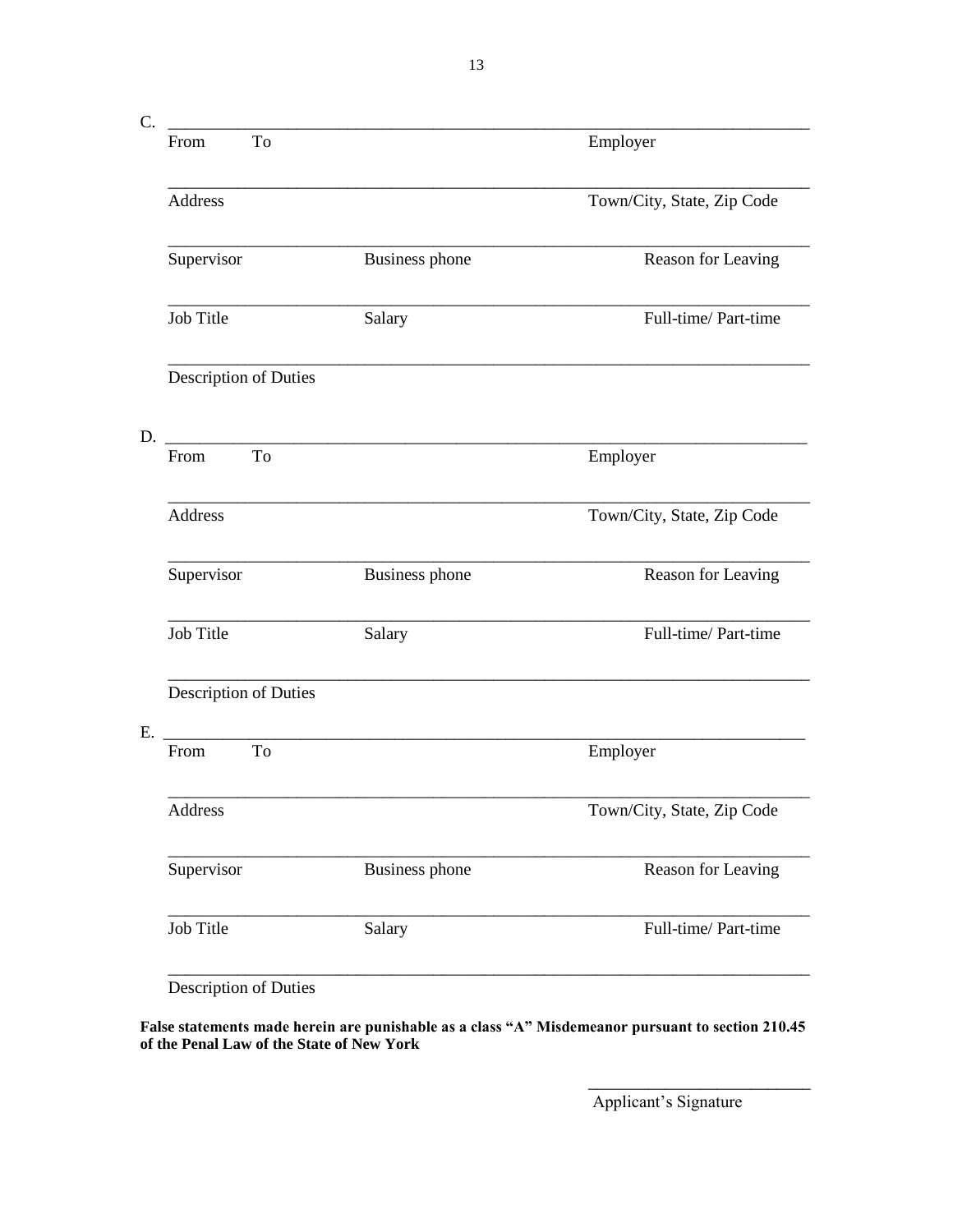C. \_\_\_\_\_\_\_\_\_\_\_\_\_\_\_\_\_\_\_\_\_\_\_\_\_\_\_\_\_\_\_\_\_\_\_\_\_\_\_\_\_\_\_\_\_\_\_\_\_\_\_\_\_\_\_\_\_\_\_\_\_\_\_\_

From To Employer

\_\_\_\_\_\_\_\_\_\_\_\_\_\_\_\_\_\_\_\_\_\_\_\_\_\_\_\_\_\_\_\_\_\_\_\_\_\_\_\_\_\_\_\_\_\_\_\_\_\_\_\_\_\_\_\_\_\_\_\_\_\_\_\_

Address Town/City, State, Zip Code

\_\_\_\_\_\_\_\_\_\_\_\_\_\_\_\_\_\_\_\_\_\_\_\_\_\_\_\_\_\_\_\_\_\_\_\_\_\_\_\_\_\_\_\_\_\_\_\_\_\_\_\_\_\_\_\_\_\_\_\_\_\_\_\_

Supervisor Business phone Reason for Leaving

\_\_\_\_\_\_\_\_\_\_\_\_\_\_\_\_\_\_\_\_\_\_\_\_\_\_\_\_\_\_\_\_\_\_\_\_\_\_\_\_\_\_\_\_\_\_\_\_\_\_\_\_\_\_\_\_\_\_\_\_\_\_\_\_

Job Title Salary Full-time/ Part-time

\_\_\_\_\_\_\_\_\_\_\_\_\_\_\_\_\_\_\_\_\_\_\_\_\_\_\_\_\_\_\_\_\_\_\_\_\_\_\_\_\_\_\_\_\_\_\_\_\_\_\_\_\_\_\_\_\_\_\_\_\_\_\_\_

Description of Duties

D. \_\_\_\_\_\_\_\_\_\_\_\_\_\_\_\_\_\_\_\_\_\_\_\_\_\_\_\_\_\_\_\_\_\_\_\_\_\_\_\_\_\_\_\_\_\_\_\_\_\_\_\_\_\_\_\_\_\_\_\_\_\_\_\_

From To Employer

\_\_\_\_\_\_\_\_\_\_\_\_\_\_\_\_\_\_\_\_\_\_\_\_\_\_\_\_\_\_\_\_\_\_\_\_\_\_\_\_\_\_\_\_\_\_\_\_\_\_\_\_\_\_\_\_\_\_\_\_\_\_\_\_

Address Town/City, State, Zip Code

\_\_\_\_\_\_\_\_\_\_\_\_\_\_\_\_\_\_\_\_\_\_\_\_\_\_\_\_\_\_\_\_\_\_\_\_\_\_\_\_\_\_\_\_\_\_\_\_\_\_\_\_\_\_\_\_\_\_\_\_\_\_\_\_

Supervisor Business phone Reason for Leaving

\_\_\_\_\_\_\_\_\_\_\_\_\_\_\_\_\_\_\_\_\_\_\_\_\_\_\_\_\_\_\_\_\_\_\_\_\_\_\_\_\_\_\_\_\_\_\_\_\_\_\_\_\_\_\_\_\_\_\_\_\_\_\_\_

Job Title Salary Full-time/ Part-time

\_\_\_\_\_\_\_\_\_\_\_\_\_\_\_\_\_\_\_\_\_\_\_\_\_\_\_\_\_\_\_\_\_\_\_\_\_\_\_\_\_\_\_\_\_\_\_\_\_\_\_\_\_\_\_\_\_\_\_\_\_\_\_\_

Description of Duties

E. \_\_\_\_\_\_\_\_\_\_\_\_\_\_\_\_\_\_\_\_\_\_\_\_\_\_\_\_\_\_\_\_\_\_\_\_\_\_\_\_\_\_\_\_\_\_\_\_\_\_\_\_\_\_\_\_\_\_\_\_\_\_\_\_

From To Employer

\_\_\_\_\_\_\_\_\_\_\_\_\_\_\_\_\_\_\_\_\_\_\_\_\_\_\_\_\_\_\_\_\_\_\_\_\_\_\_\_\_\_\_\_\_\_\_\_\_\_\_\_\_\_\_\_\_\_\_\_\_\_\_\_

Address Town/City, State, Zip Code

\_\_\_\_\_\_\_\_\_\_\_\_\_\_\_\_\_\_\_\_\_\_\_\_\_\_\_\_\_\_\_\_\_\_\_\_\_\_\_\_\_\_\_\_\_\_\_\_\_\_\_\_\_\_\_\_\_\_\_\_\_\_\_\_

Supervisor Business phone Reason for Leaving

\_\_\_\_\_\_\_\_\_\_\_\_\_\_\_\_\_\_\_\_\_\_\_\_\_\_\_\_\_\_\_\_\_\_\_\_\_\_\_\_\_\_\_\_\_\_\_\_\_\_\_\_\_\_\_\_\_\_\_\_\_\_\_\_

Job Title Salary Full-time/ Part-time

\_\_\_\_\_\_\_\_\_\_\_\_\_\_\_\_\_\_\_\_\_\_\_\_\_\_\_\_\_\_\_\_\_\_\_\_\_\_\_\_\_\_\_\_\_\_\_\_\_\_\_\_\_\_\_\_\_\_\_\_\_\_\_\_

Description of Duties

**False statements made herein are punishable as a class "A" Misdemeanor pursuant to section 210.45 of the Penal Law of the State of New York**

\_\_\_\_\_\_\_\_\_\_\_\_\_\_\_\_\_\_\_\_\_\_\_\_\_\_

Applicant's Signature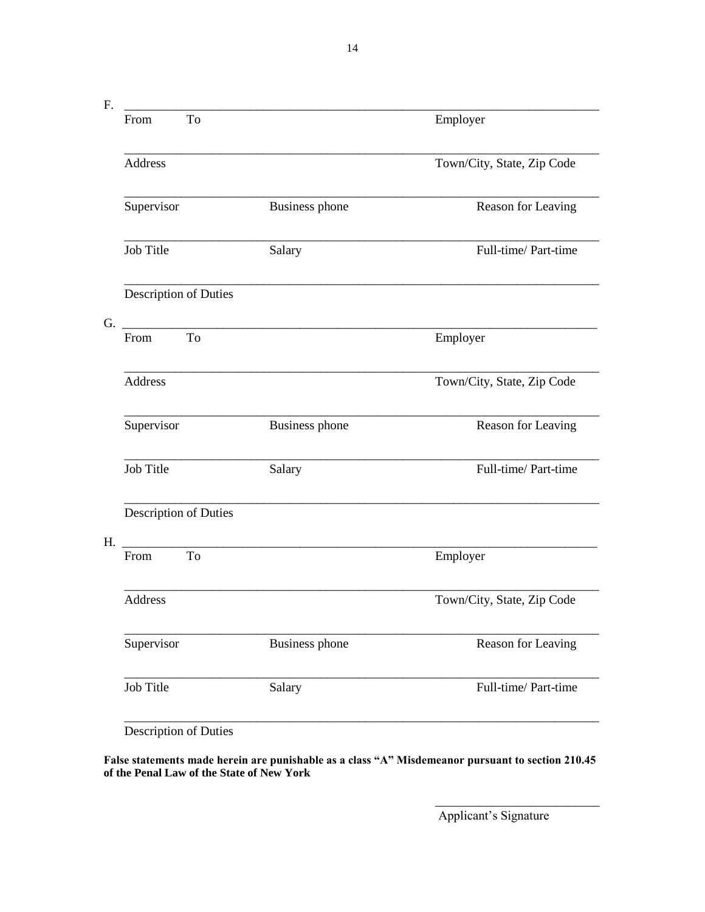F. \_\_\_\_\_\_\_\_\_\_\_\_\_\_\_\_\_\_\_\_\_\_\_\_\_\_\_\_\_\_\_\_\_\_\_\_\_\_\_\_\_\_\_\_\_\_\_\_\_\_\_\_\_\_\_\_\_\_\_\_

From To Employer

\_\_\_\_\_\_\_\_\_\_\_\_\_\_\_\_\_\_\_\_\_\_\_\_\_\_\_\_\_\_\_\_\_\_\_\_\_\_\_\_\_\_\_\_\_\_\_\_\_\_\_\_\_\_\_\_\_\_\_\_

Address Town/City, State, Zip Code

\_\_\_\_\_\_\_\_\_\_\_\_\_\_\_\_\_\_\_\_\_\_\_\_\_\_\_\_\_\_\_\_\_\_\_\_\_\_\_\_\_\_\_\_\_\_\_\_\_\_\_\_\_\_\_\_\_\_\_\_

Supervisor Business phone Reason for Leaving

\_\_\_\_\_\_\_\_\_\_\_\_\_\_\_\_\_\_\_\_\_\_\_\_\_\_\_\_\_\_\_\_\_\_\_\_\_\_\_\_\_\_\_\_\_\_\_\_\_\_\_\_\_\_\_\_\_\_\_\_

Job Title Salary Full-time/ Part-time

\_\_\_\_\_\_\_\_\_\_\_\_\_\_\_\_\_\_\_\_\_\_\_\_\_\_\_\_\_\_\_\_\_\_\_\_\_\_\_\_\_\_\_\_\_\_\_\_\_\_\_\_\_\_\_\_\_\_\_\_

Description of Duties

G. \_\_\_\_\_\_\_\_\_\_\_\_\_\_\_\_\_\_\_\_\_\_\_\_\_\_\_\_\_\_\_\_\_\_\_\_\_\_\_\_\_\_\_\_\_\_\_\_\_\_\_\_\_\_\_\_\_\_\_\_

From To Employer

\_\_\_\_\_\_\_\_\_\_\_\_\_\_\_\_\_\_\_\_\_\_\_\_\_\_\_\_\_\_\_\_\_\_\_\_\_\_\_\_\_\_\_\_\_\_\_\_\_\_\_\_\_\_\_\_\_\_\_\_

Address Town/City, State, Zip Code

\_\_\_\_\_\_\_\_\_\_\_\_\_\_\_\_\_\_\_\_\_\_\_\_\_\_\_\_\_\_\_\_\_\_\_\_\_\_\_\_\_\_\_\_\_\_\_\_\_\_\_\_\_\_\_\_\_\_\_\_

Supervisor Business phone Reason for Leaving

\_\_\_\_\_\_\_\_\_\_\_\_\_\_\_\_\_\_\_\_\_\_\_\_\_\_\_\_\_\_\_\_\_\_\_\_\_\_\_\_\_\_\_\_\_\_\_\_\_\_\_\_\_\_\_\_\_\_\_\_

Job Title Salary Full-time/ Part-time

\_\_\_\_\_\_\_\_\_\_\_\_\_\_\_\_\_\_\_\_\_\_\_\_\_\_\_\_\_\_\_\_\_\_\_\_\_\_\_\_\_\_\_\_\_\_\_\_\_\_\_\_\_\_\_\_\_\_\_\_

Description of Duties

H. \_\_\_\_\_\_\_\_\_\_\_\_\_\_\_\_\_\_\_\_\_\_\_\_\_\_\_\_\_\_\_\_\_\_\_\_\_\_\_\_\_\_\_\_\_\_\_\_\_\_\_\_\_\_\_\_\_\_\_\_

From To Employer

\_\_\_\_\_\_\_\_\_\_\_\_\_\_\_\_\_\_\_\_\_\_\_\_\_\_\_\_\_\_\_\_\_\_\_\_\_\_\_\_\_\_\_\_\_\_\_\_\_\_\_\_\_\_\_\_\_\_\_\_

Address Town/City, State, Zip Code

\_\_\_\_\_\_\_\_\_\_\_\_\_\_\_\_\_\_\_\_\_\_\_\_\_\_\_\_\_\_\_\_\_\_\_\_\_\_\_\_\_\_\_\_\_\_\_\_\_\_\_\_\_\_\_\_\_\_\_\_

Supervisor Business phone Reason for Leaving

\_\_\_\_\_\_\_\_\_\_\_\_\_\_\_\_\_\_\_\_\_\_\_\_\_\_\_\_\_\_\_\_\_\_\_\_\_\_\_\_\_\_\_\_\_\_\_\_\_\_\_\_\_\_\_\_\_\_\_\_

Job Title Salary Full-time/ Part-time

\_\_\_\_\_\_\_\_\_\_\_\_\_\_\_\_\_\_\_\_\_\_\_\_\_\_\_\_\_\_\_\_\_\_\_\_\_\_\_\_\_\_\_\_\_\_\_\_\_\_\_\_\_\_\_\_\_\_\_\_

Description of Duties

**False statements made herein are punishable as a class "A" Misdemeanor pursuant to section 210.45 of the Penal Law of the State of New York**

\_\_\_\_\_\_\_\_\_\_\_\_\_\_\_\_\_\_\_\_\_\_\_\_\_\_

Applicant's Signature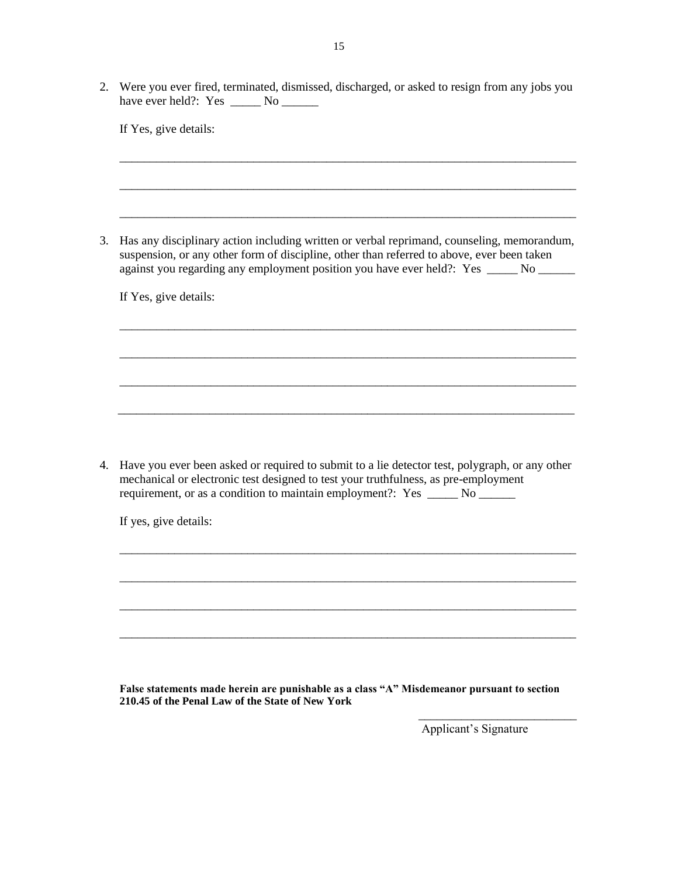2. Were you ever fired, terminated, dismissed, discharged, or asked to resign from any jobs you have ever held?: Yes _____ No ______

   If Yes, give details:

   ______________________________________________________________________________

   ______________________________________________________________________________

   ______________________________________________________________________________

3. Has any disciplinary action including written or verbal reprimand, counseling, memorandum, suspension, or any other form of discipline, other than referred to above, ever been taken against you regarding any employment position you have ever held?: Yes _____ No ______

   If Yes, give details:

   ______________________________________________________________________________

   ______________________________________________________________________________

   ______________________________________________________________________________

   ______________________________________________________________________________

4. Have you ever been asked or required to submit to a lie detector test, polygraph, or any other mechanical or electronic test designed to test your truthfulness, as pre-employment requirement, or as a condition to maintain employment?: Yes _____ No ______

   If yes, give details:

   ______________________________________________________________________________

   ______________________________________________________________________________

   ______________________________________________________________________________

   ______________________________________________________________________________

**False statements made herein are punishable as a class "A" Misdemeanor pursuant to section 210.45 of the Penal Law of the State of New York**

___________________________

Applicant's Signature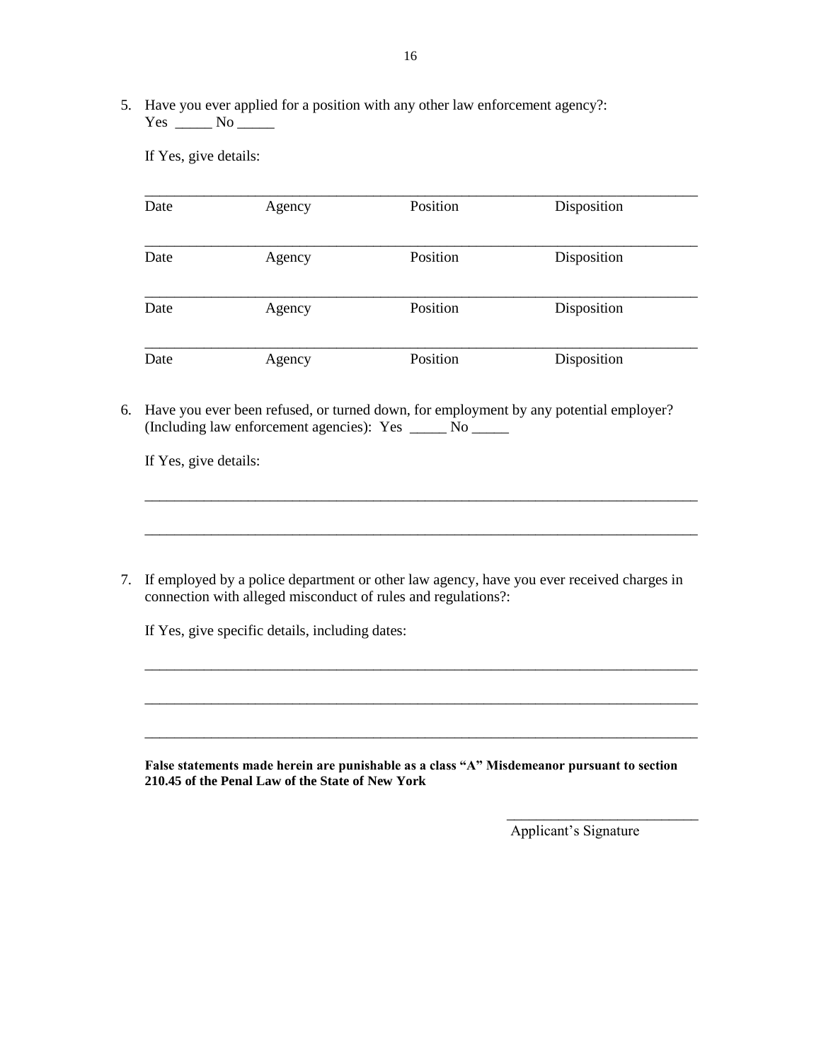5. Have you ever applied for a position with any other law enforcement agency?: Yes _____ No _____

   If Yes, give details:

| Date | Agency | Position | Disposition |
|---|---|---|---|
| Date | Agency | Position | Disposition |
| Date | Agency | Position | Disposition |
| Date | Agency | Position | Disposition |

6. Have you ever been refused, or turned down, for employment by any potential employer? (Including law enforcement agencies): Yes _____ No _____

   If Yes, give details:

   ___________________________________________________________________________

   ___________________________________________________________________________

7. If employed by a police department or other law agency, have you ever received charges in connection with alleged misconduct of rules and regulations?:

   If Yes, give specific details, including dates:

   ___________________________________________________________________________

   ___________________________________________________________________________

   ___________________________________________________________________________

**False statements made herein are punishable as a class "A" Misdemeanor pursuant to section 210.45 of the Penal Law of the State of New York**

_________________________

Applicant's Signature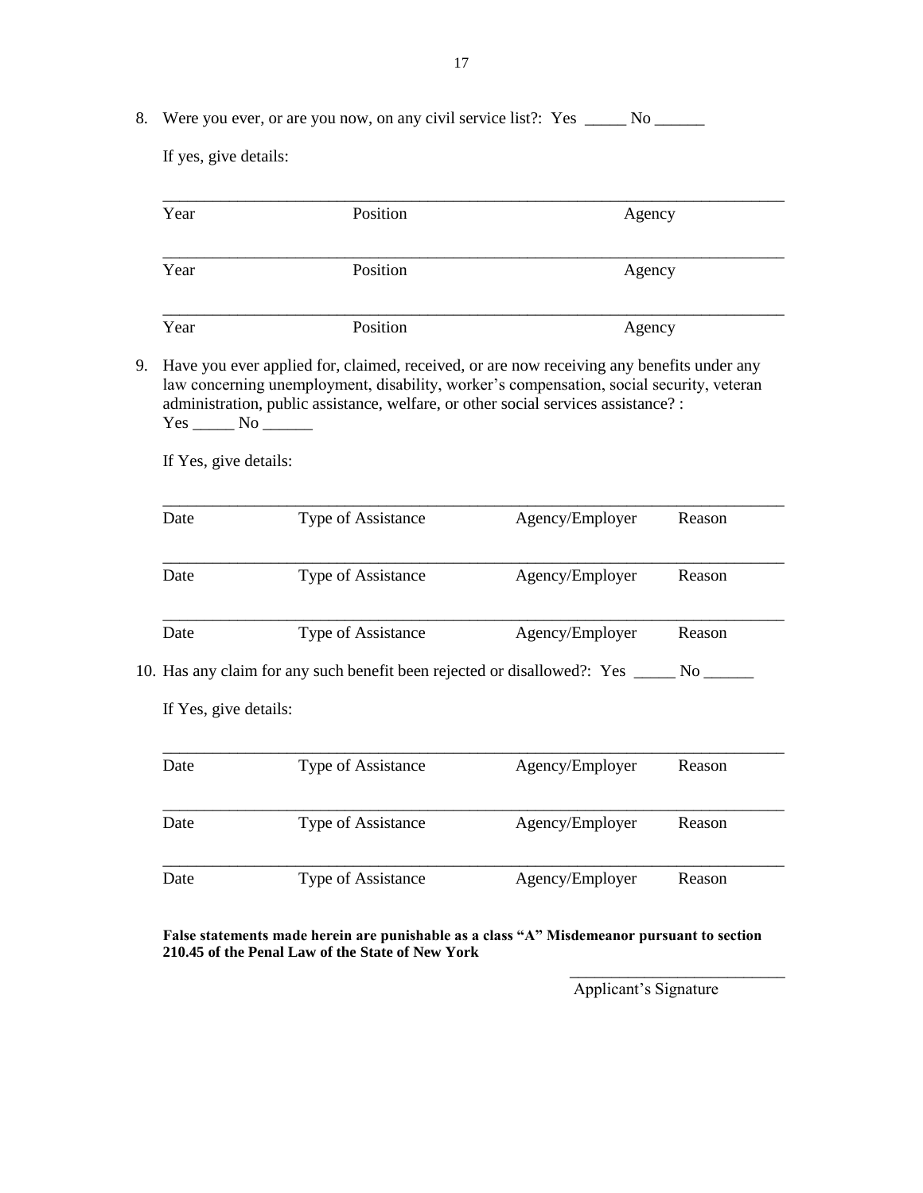8. Were you ever, or are you now, on any civil service list?: Yes _____ No ______

   If yes, give details:

   ___________________________________________________________________________
   Year Position Agency

   ___________________________________________________________________________
   Year Position Agency

   ___________________________________________________________________________
   Year Position Agency

9. Have you ever applied for, claimed, received, or are now receiving any benefits under any law concerning unemployment, disability, worker's compensation, social security, veteran administration, public assistance, welfare, or other social services assistance? : Yes _____ No ______

   If Yes, give details:

   ___________________________________________________________________________
   Date Type of Assistance Agency/Employer Reason

   ___________________________________________________________________________
   Date Type of Assistance Agency/Employer Reason

   ___________________________________________________________________________
   Date Type of Assistance Agency/Employer Reason

10. Has any claim for any such benefit been rejected or disallowed?: Yes _____ No ______

    If Yes, give details:

    ___________________________________________________________________________
    Date Type of Assistance Agency/Employer Reason

    ___________________________________________________________________________
    Date Type of Assistance Agency/Employer Reason

    ___________________________________________________________________________
    Date Type of Assistance Agency/Employer Reason

**False statements made herein are punishable as a class "A" Misdemeanor pursuant to section 210.45 of the Penal Law of the State of New York**

___________________________
Applicant's Signature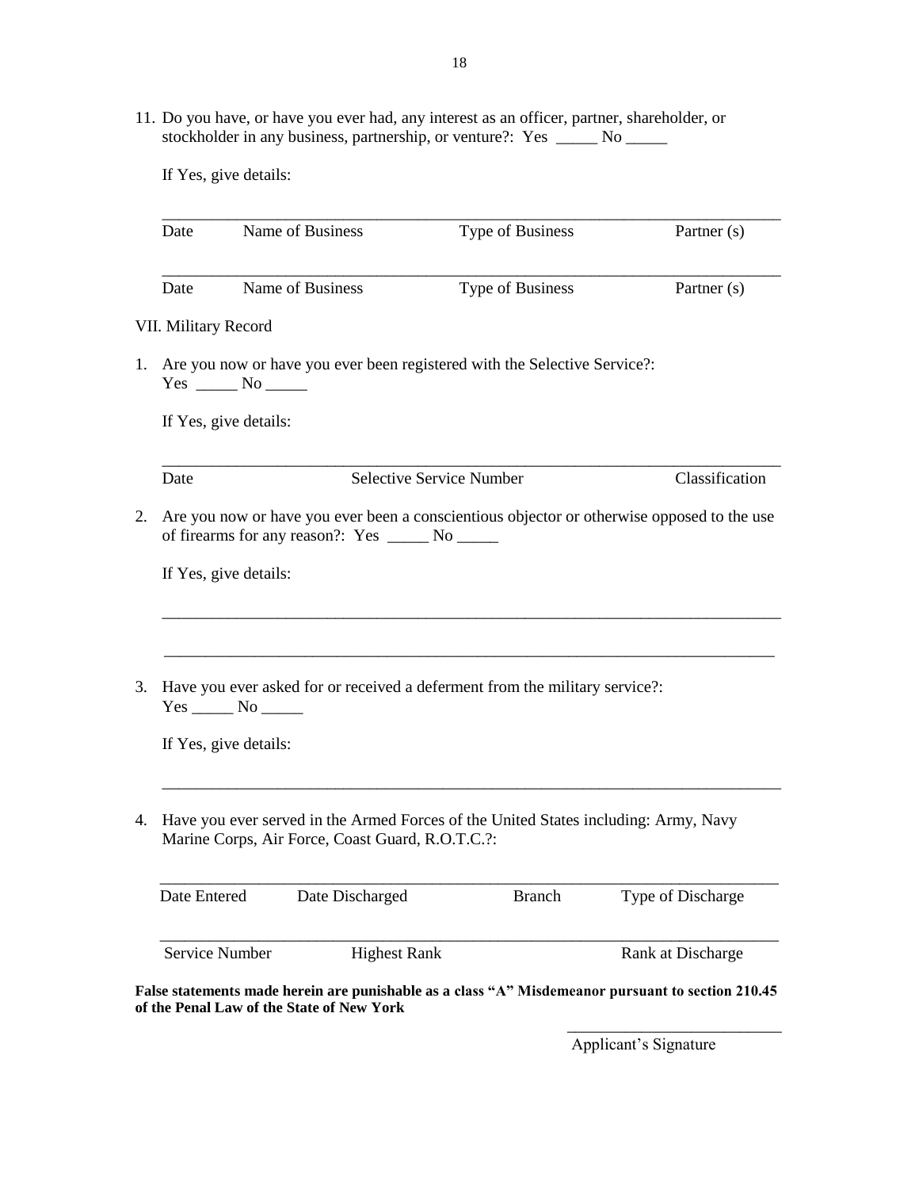11. Do you have, or have you ever had, any interest as an officer, partner, shareholder, or stockholder in any business, partnership, or venture?: Yes _____ No _____

    If Yes, give details:

    ______________________________________________________________________________
    Date        Name of Business        Type of Business        Partner (s)

    ______________________________________________________________________________
    Date        Name of Business        Type of Business        Partner (s)

VII. Military Record

1. Are you now or have you ever been registered with the Selective Service?: Yes _____ No _____

   If Yes, give details:

   ______________________________________________________________________________
   Date        Selective Service Number        Classification

2. Are you now or have you ever been a conscientious objector or otherwise opposed to the use of firearms for any reason?: Yes _____ No _____

   If Yes, give details:

   ______________________________________________________________________________

   ______________________________________________________________________________

3. Have you ever asked for or received a deferment from the military service?: Yes _____ No _____

   If Yes, give details:

   ______________________________________________________________________________

4. Have you ever served in the Armed Forces of the United States including: Army, Navy Marine Corps, Air Force, Coast Guard, R.O.T.C.?:

   ______________________________________________________________________________
   Date Entered        Date Discharged        Branch        Type of Discharge

   ______________________________________________________________________________
   Service Number        Highest Rank        Rank at Discharge

**False statements made herein are punishable as a class "A" Misdemeanor pursuant to section 210.45 of the Penal Law of the State of New York**

___________________________
Applicant's Signature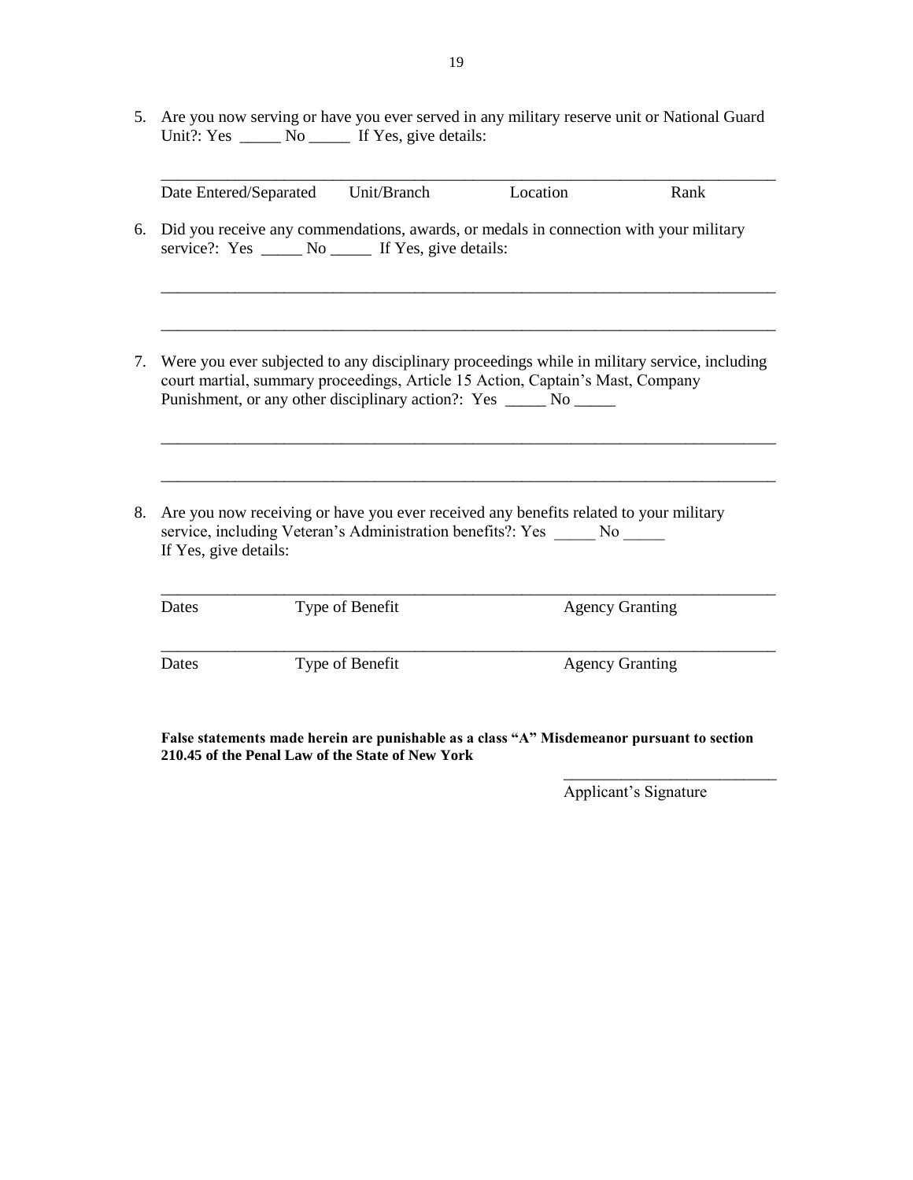5. Are you now serving or have you ever served in any military reserve unit or National Guard Unit?: Yes _____ No _____ If Yes, give details:

_______________________________________________________________________________

Date Entered/Separated Unit/Branch Location Rank

6. Did you receive any commendations, awards, or medals in connection with your military service?: Yes _____ No _____ If Yes, give details:

_______________________________________________________________________________

_______________________________________________________________________________

7. Were you ever subjected to any disciplinary proceedings while in military service, including court martial, summary proceedings, Article 15 Action, Captain's Mast, Company Punishment, or any other disciplinary action?: Yes _____ No _____

_______________________________________________________________________________

_______________________________________________________________________________

8. Are you now receiving or have you ever received any benefits related to your military service, including Veteran's Administration benefits?: Yes _____ No _____
If Yes, give details:

_______________________________________________________________________________

Dates Type of Benefit Agency Granting

_______________________________________________________________________________

Dates Type of Benefit Agency Granting

**False statements made herein are punishable as a class "A" Misdemeanor pursuant to section 210.45 of the Penal Law of the State of New York**

___________________________

Applicant's Signature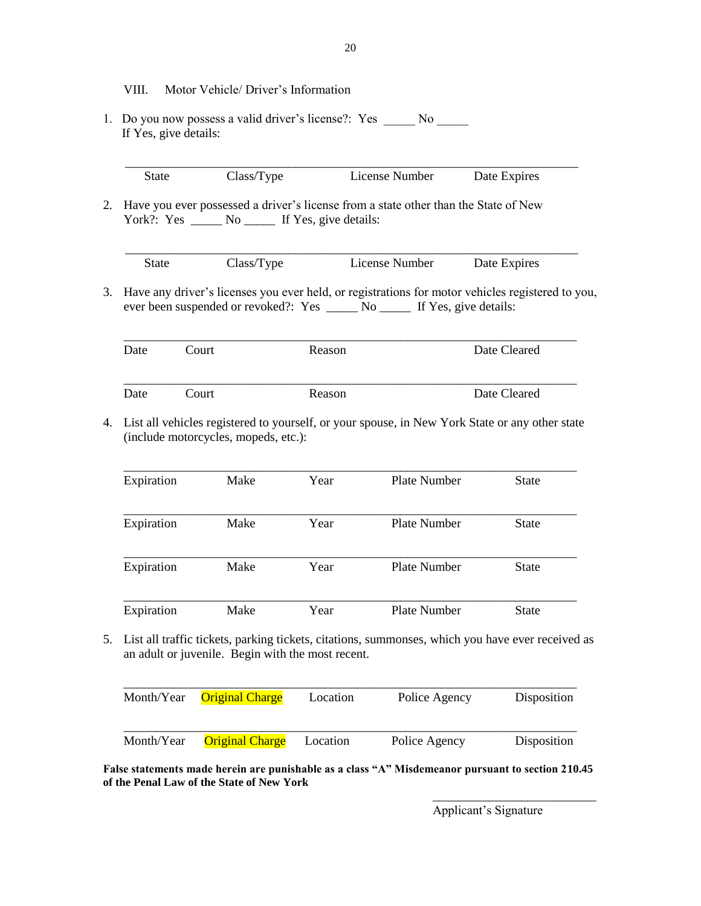VIII. Motor Vehicle/ Driver's Information

1. Do you now possess a valid driver's license?: Yes _____ No _____
   If Yes, give details:

______________________________________________________________________

State  Class/Type  License Number  Date Expires

2. Have you ever possessed a driver's license from a state other than the State of New York?: Yes _____ No _____ If Yes, give details:

______________________________________________________________________

State  Class/Type  License Number  Date Expires

3. Have any driver's licenses you ever held, or registrations for motor vehicles registered to you, ever been suspended or revoked?: Yes _____ No _____ If Yes, give details:

______________________________________________________________________

Date  Court  Reason  Date Cleared

______________________________________________________________________

Date  Court  Reason  Date Cleared

4. List all vehicles registered to yourself, or your spouse, in New York State or any other state (include motorcycles, mopeds, etc.):

______________________________________________________________________

Expiration  Make  Year  Plate Number  State

______________________________________________________________________

Expiration  Make  Year  Plate Number  State

______________________________________________________________________

Expiration  Make  Year  Plate Number  State

______________________________________________________________________

Expiration  Make  Year  Plate Number  State

5. List all traffic tickets, parking tickets, citations, summonses, which you have ever received as an adult or juvenile. Begin with the most recent.

______________________________________________________________________

Month/Year  Original Charge  Location  Police Agency  Disposition

______________________________________________________________________

Month/Year  Original Charge  Location  Police Agency  Disposition

**False statements made herein are punishable as a class "A" Misdemeanor pursuant to section 210.45 of the Penal Law of the State of New York**

______________________________

Applicant's Signature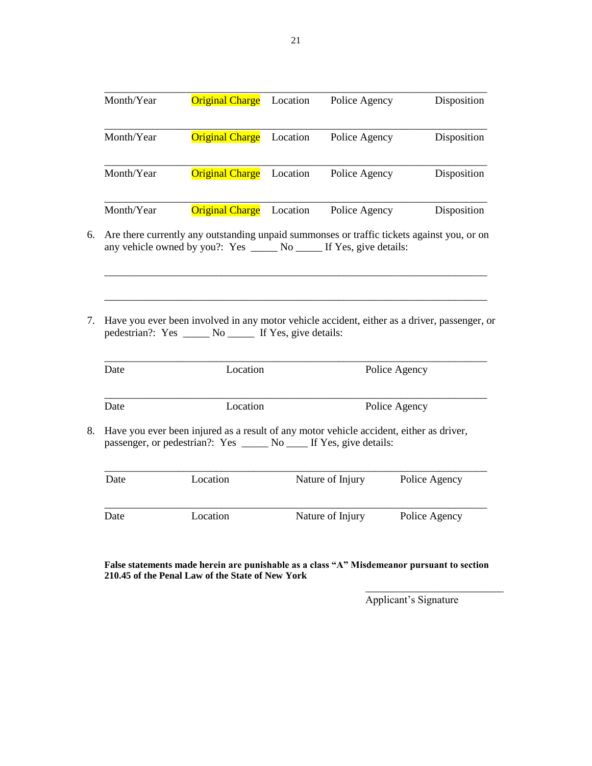______________________________________________________________________

Month/Year Original Charge Location Police Agency Disposition

______________________________________________________________________

Month/Year Original Charge Location Police Agency Disposition

______________________________________________________________________

Month/Year Original Charge Location Police Agency Disposition

______________________________________________________________________

Month/Year Original Charge Location Police Agency Disposition

6. Are there currently any outstanding unpaid summonses or traffic tickets against you, or on any vehicle owned by you?: Yes _____ No _____ If Yes, give details:

______________________________________________________________________

______________________________________________________________________

7. Have you ever been involved in any motor vehicle accident, either as a driver, passenger, or pedestrian?: Yes _____ No _____ If Yes, give details:

______________________________________________________________________

Date Location Police Agency

______________________________________________________________________

Date Location Police Agency

8. Have you ever been injured as a result of any motor vehicle accident, either as driver, passenger, or pedestrian?: Yes _____ No ____ If Yes, give details:

______________________________________________________________________

Date Location Nature of Injury Police Agency

______________________________________________________________________

Date Location Nature of Injury Police Agency

**False statements made herein are punishable as a class "A" Misdemeanor pursuant to section 210.45 of the Penal Law of the State of New York**

___________________________

Applicant's Signature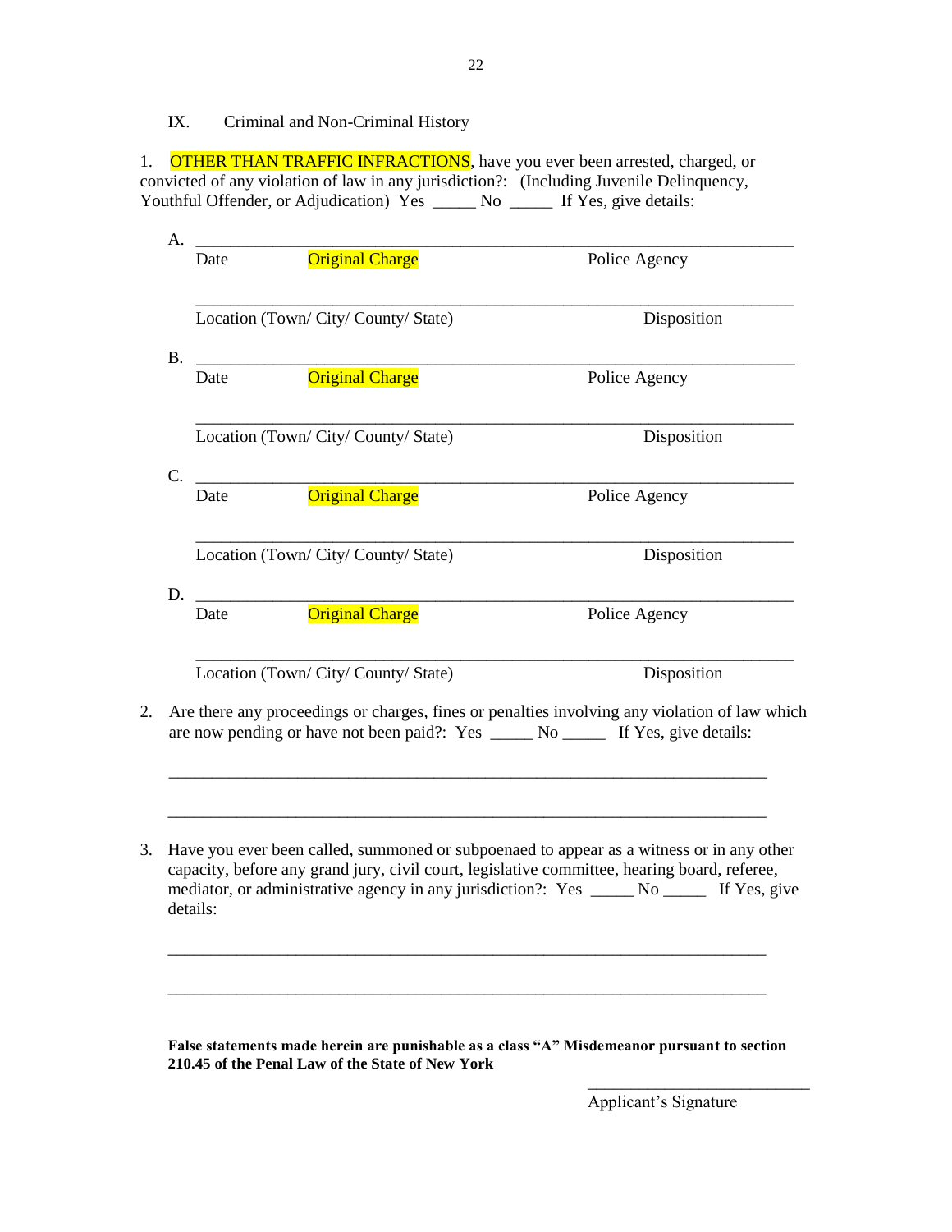IX. Criminal and Non-Criminal History

1. OTHER THAN TRAFFIC INFRACTIONS, have you ever been arrested, charged, or convicted of any violation of law in any jurisdiction?: (Including Juvenile Delinquency, Youthful Offender, or Adjudication) Yes _____ No _____ If Yes, give details:

A. ______________________________________________________________________

Date Original Charge Police Agency

______________________________________________________________________

Location (Town/ City/ County/ State) Disposition

B. ______________________________________________________________________

Date Original Charge Police Agency

______________________________________________________________________

Location (Town/ City/ County/ State) Disposition

C. ______________________________________________________________________

Date Original Charge Police Agency

______________________________________________________________________

Location (Town/ City/ County/ State) Disposition

D. ______________________________________________________________________

Date Original Charge Police Agency

______________________________________________________________________

Location (Town/ City/ County/ State) Disposition

2. Are there any proceedings or charges, fines or penalties involving any violation of law which are now pending or have not been paid?: Yes _____ No _____ If Yes, give details:

______________________________________________________________________

______________________________________________________________________

3. Have you ever been called, summoned or subpoenaed to appear as a witness or in any other capacity, before any grand jury, civil court, legislative committee, hearing board, referee, mediator, or administrative agency in any jurisdiction?: Yes _____ No _____ If Yes, give details:

______________________________________________________________________

______________________________________________________________________

**False statements made herein are punishable as a class "A" Misdemeanor pursuant to section 210.45 of the Penal Law of the State of New York**

___________________________

Applicant's Signature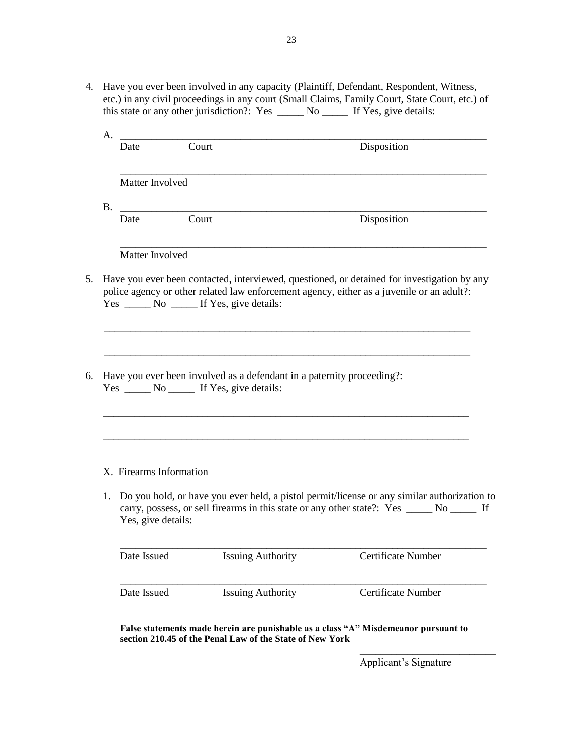4. Have you ever been involved in any capacity (Plaintiff, Defendant, Respondent, Witness, etc.) in any civil proceedings in any court (Small Claims, Family Court, State Court, etc.) of this state or any other jurisdiction?: Yes _____ No _____ If Yes, give details:

   A. ______________________________________________________________________

   Date Court Disposition

   ______________________________________________________________________

   Matter Involved

   B. ______________________________________________________________________

   Date Court Disposition

   ______________________________________________________________________

   Matter Involved

5. Have you ever been contacted, interviewed, questioned, or detained for investigation by any police agency or other related law enforcement agency, either as a juvenile or an adult?: Yes _____ No _____ If Yes, give details:

   ______________________________________________________________________

   ______________________________________________________________________

6. Have you ever been involved as a defendant in a paternity proceeding?: Yes _____ No _____ If Yes, give details:

   ______________________________________________________________________

   ______________________________________________________________________

X. Firearms Information

1. Do you hold, or have you ever held, a pistol permit/license or any similar authorization to carry, possess, or sell firearms in this state or any other state?: Yes _____ No _____ If Yes, give details:

   ______________________________________________________________________

   Date Issued Issuing Authority Certificate Number

   ______________________________________________________________________

   Date Issued Issuing Authority Certificate Number

**False statements made herein are punishable as a class "A" Misdemeanor pursuant to section 210.45 of the Penal Law of the State of New York**

___________________________

Applicant's Signature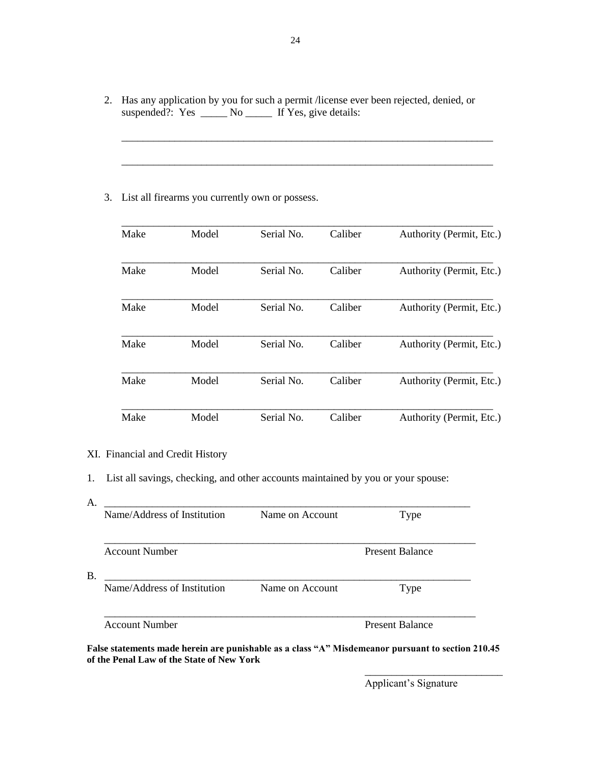2. Has any application by you for such a permit /license ever been rejected, denied, or suspended?: Yes _____ No _____ If Yes, give details:

________________________________________________________________________

________________________________________________________________________

3. List all firearms you currently own or possess.

________________________________________________________________________
Make Model Serial No. Caliber Authority (Permit, Etc.)

________________________________________________________________________
Make Model Serial No. Caliber Authority (Permit, Etc.)

________________________________________________________________________
Make Model Serial No. Caliber Authority (Permit, Etc.)

________________________________________________________________________
Make Model Serial No. Caliber Authority (Permit, Etc.)

________________________________________________________________________
Make Model Serial No. Caliber Authority (Permit, Etc.)

________________________________________________________________________
Make Model Serial No. Caliber Authority (Permit, Etc.)

XI. Financial and Credit History

1. List all savings, checking, and other accounts maintained by you or your spouse:

A. ________________________________________________________________________
Name/Address of Institution Name on Account Type

________________________________________________________________________
Account Number Present Balance

B. ________________________________________________________________________
Name/Address of Institution Name on Account Type

________________________________________________________________________
Account Number Present Balance

**False statements made herein are punishable as a class "A" Misdemeanor pursuant to section 210.45 of the Penal Law of the State of New York**

__________________________
Applicant's Signature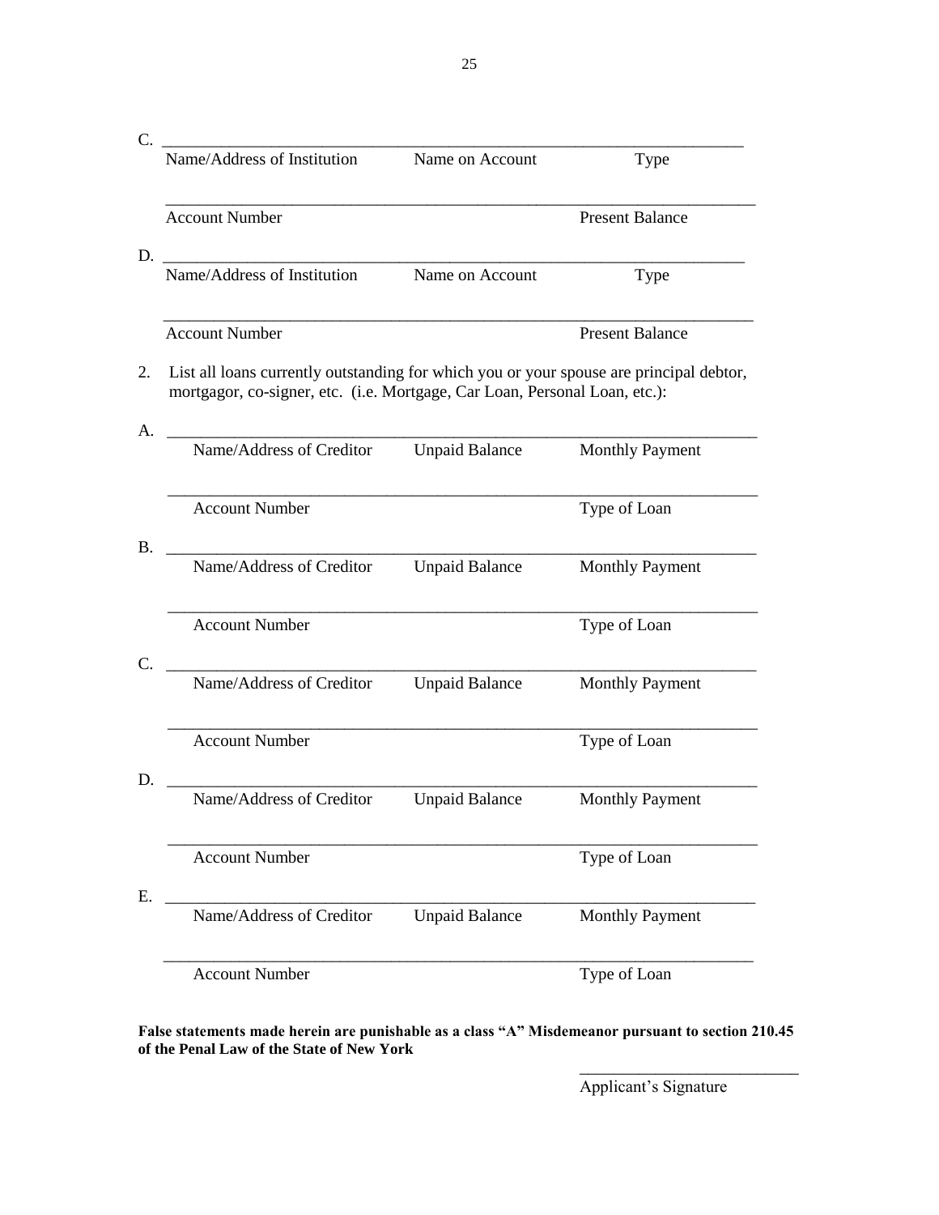C. ______________________________________________________________________

Name/Address of Institution    Name on Account    Type

______________________________________________________________________

Account Number    Present Balance

D. ______________________________________________________________________

Name/Address of Institution    Name on Account    Type

______________________________________________________________________

Account Number    Present Balance

2. List all loans currently outstanding for which you or your spouse are principal debtor, mortgagor, co-signer, etc. (i.e. Mortgage, Car Loan, Personal Loan, etc.):

A. ______________________________________________________________________

Name/Address of Creditor    Unpaid Balance    Monthly Payment

______________________________________________________________________

Account Number    Type of Loan

B. ______________________________________________________________________

Name/Address of Creditor    Unpaid Balance    Monthly Payment

______________________________________________________________________

Account Number    Type of Loan

C. ______________________________________________________________________

Name/Address of Creditor    Unpaid Balance    Monthly Payment

______________________________________________________________________

Account Number    Type of Loan

D. ______________________________________________________________________

Name/Address of Creditor    Unpaid Balance    Monthly Payment

______________________________________________________________________

Account Number    Type of Loan

E. ______________________________________________________________________

Name/Address of Creditor    Unpaid Balance    Monthly Payment

______________________________________________________________________

Account Number    Type of Loan

**False statements made herein are punishable as a class "A" Misdemeanor pursuant to section 210.45 of the Penal Law of the State of New York**

___________________________

Applicant's Signature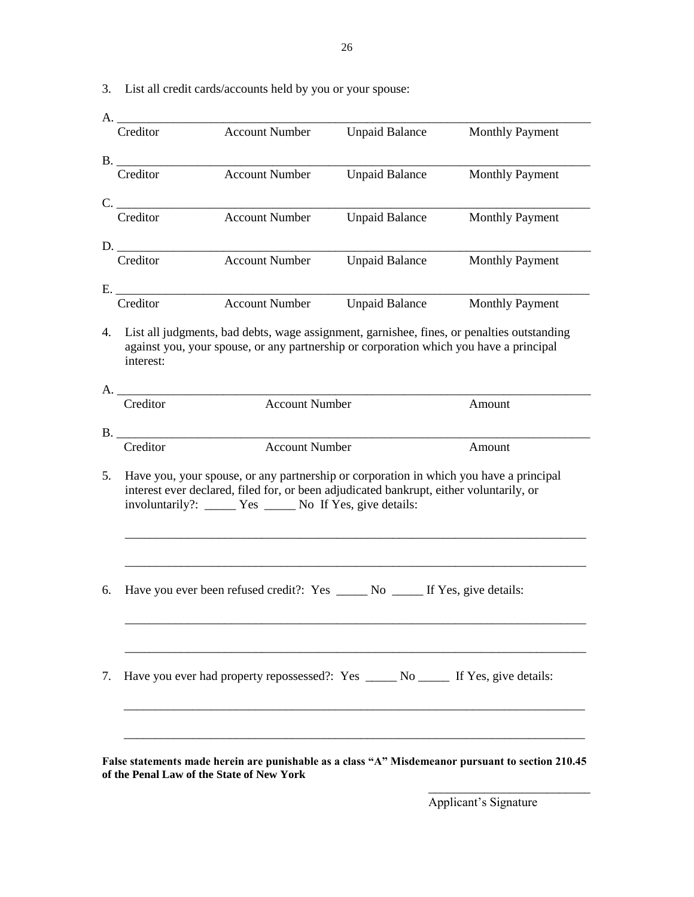3. List all credit cards/accounts held by you or your spouse:

A. ____________________________________________________________________________

| Creditor | Account Number | Unpaid Balance | Monthly Payment |
|---|---|---|---|

B. ____________________________________________________________________________

| Creditor | Account Number | Unpaid Balance | Monthly Payment |
|---|---|---|---|

C. ____________________________________________________________________________

| Creditor | Account Number | Unpaid Balance | Monthly Payment |
|---|---|---|---|

D. ____________________________________________________________________________

| Creditor | Account Number | Unpaid Balance | Monthly Payment |
|---|---|---|---|

E. ____________________________________________________________________________

| Creditor | Account Number | Unpaid Balance | Monthly Payment |
|---|---|---|---|

4. List all judgments, bad debts, wage assignment, garnishee, fines, or penalties outstanding against you, your spouse, or any partnership or corporation which you have a principal interest:

A. ____________________________________________________________________________

| Creditor | Account Number | Amount |
|---|---|---|

B. ____________________________________________________________________________

| Creditor | Account Number | Amount |
|---|---|---|

5. Have you, your spouse, or any partnership or corporation in which you have a principal interest ever declared, filed for, or been adjudicated bankrupt, either voluntarily, or involuntarily?: _____ Yes _____ No If Yes, give details:

____________________________________________________________________________

____________________________________________________________________________

6. Have you ever been refused credit?: Yes _____ No _____ If Yes, give details:

____________________________________________________________________________

____________________________________________________________________________

7. Have you ever had property repossessed?: Yes _____ No _____ If Yes, give details:

____________________________________________________________________________

____________________________________________________________________________

**False statements made herein are punishable as a class "A" Misdemeanor pursuant to section 210.45 of the Penal Law of the State of New York**

___________________________

Applicant's Signature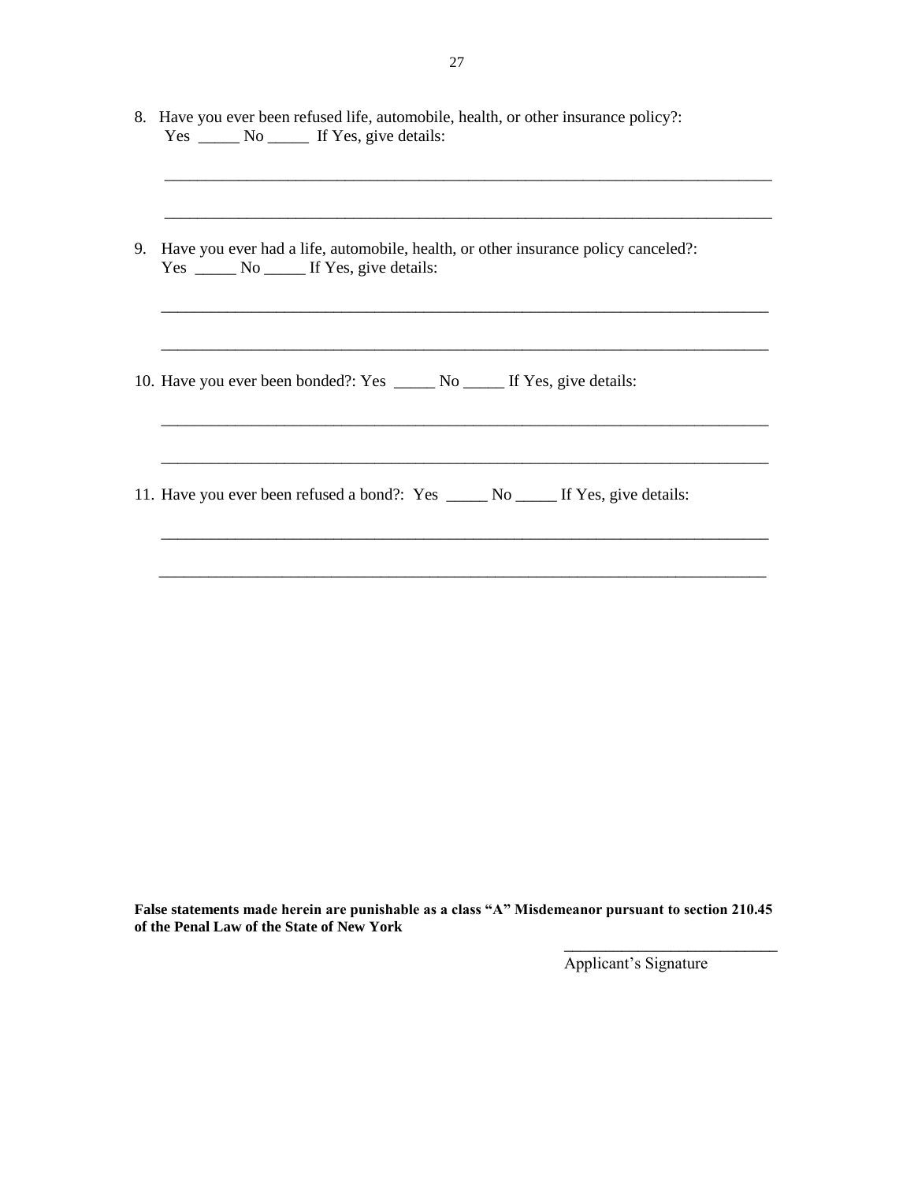8. Have you ever been refused life, automobile, health, or other insurance policy?:
   Yes _____ No _____ If Yes, give details:

   ___________________________________________________________________________

   ___________________________________________________________________________

9. Have you ever had a life, automobile, health, or other insurance policy canceled?:
   Yes _____ No _____ If Yes, give details:

   ___________________________________________________________________________

   ___________________________________________________________________________

10. Have you ever been bonded?: Yes _____ No _____ If Yes, give details:

    ___________________________________________________________________________

    ___________________________________________________________________________

11. Have you ever been refused a bond?: Yes _____ No _____ If Yes, give details:

    ___________________________________________________________________________

    ___________________________________________________________________________

**False statements made herein are punishable as a class "A" Misdemeanor pursuant to section 210.45 of the Penal Law of the State of New York**

___________________________
Applicant's Signature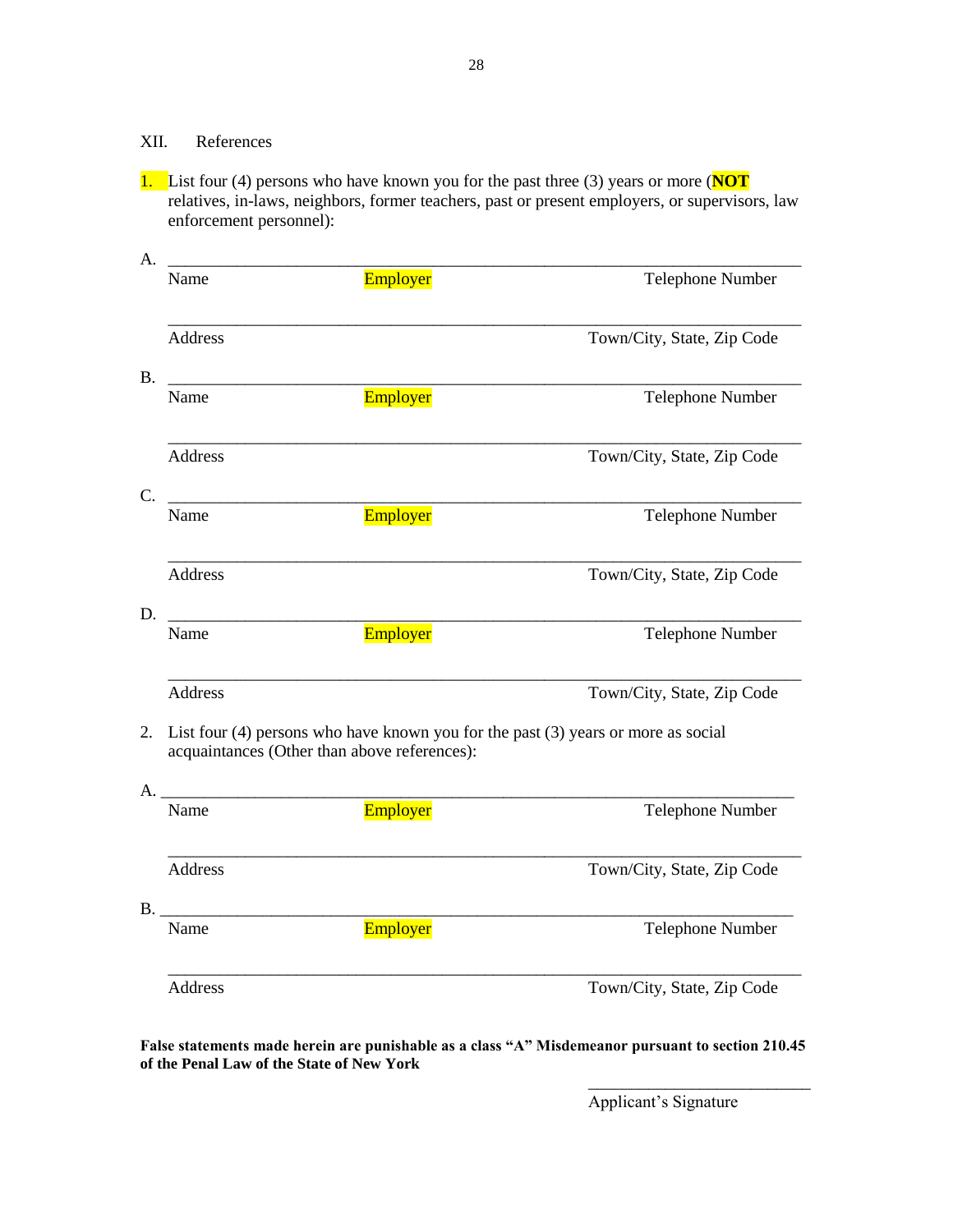XII. References

1. List four (4) persons who have known you for the past three (3) years or more (**NOT** relatives, in-laws, neighbors, former teachers, past or present employers, or supervisors, law enforcement personnel):

A. ______________________________________________________________________

Name                Employer                Telephone Number

______________________________________________________________________

Address                Town/City, State, Zip Code

B. ______________________________________________________________________

Name                Employer                Telephone Number

______________________________________________________________________

Address                Town/City, State, Zip Code

C. ______________________________________________________________________

Name                Employer                Telephone Number

______________________________________________________________________

Address                Town/City, State, Zip Code

D. ______________________________________________________________________

Name                Employer                Telephone Number

______________________________________________________________________

Address                Town/City, State, Zip Code

2. List four (4) persons who have known you for the past (3) years or more as social acquaintances (Other than above references):

A. ______________________________________________________________________

Name                Employer                Telephone Number

______________________________________________________________________

Address                Town/City, State, Zip Code

B. ______________________________________________________________________

Name                Employer                Telephone Number

______________________________________________________________________

Address                Town/City, State, Zip Code

**False statements made herein are punishable as a class "A" Misdemeanor pursuant to section 210.45 of the Penal Law of the State of New York**

___________________________

Applicant's Signature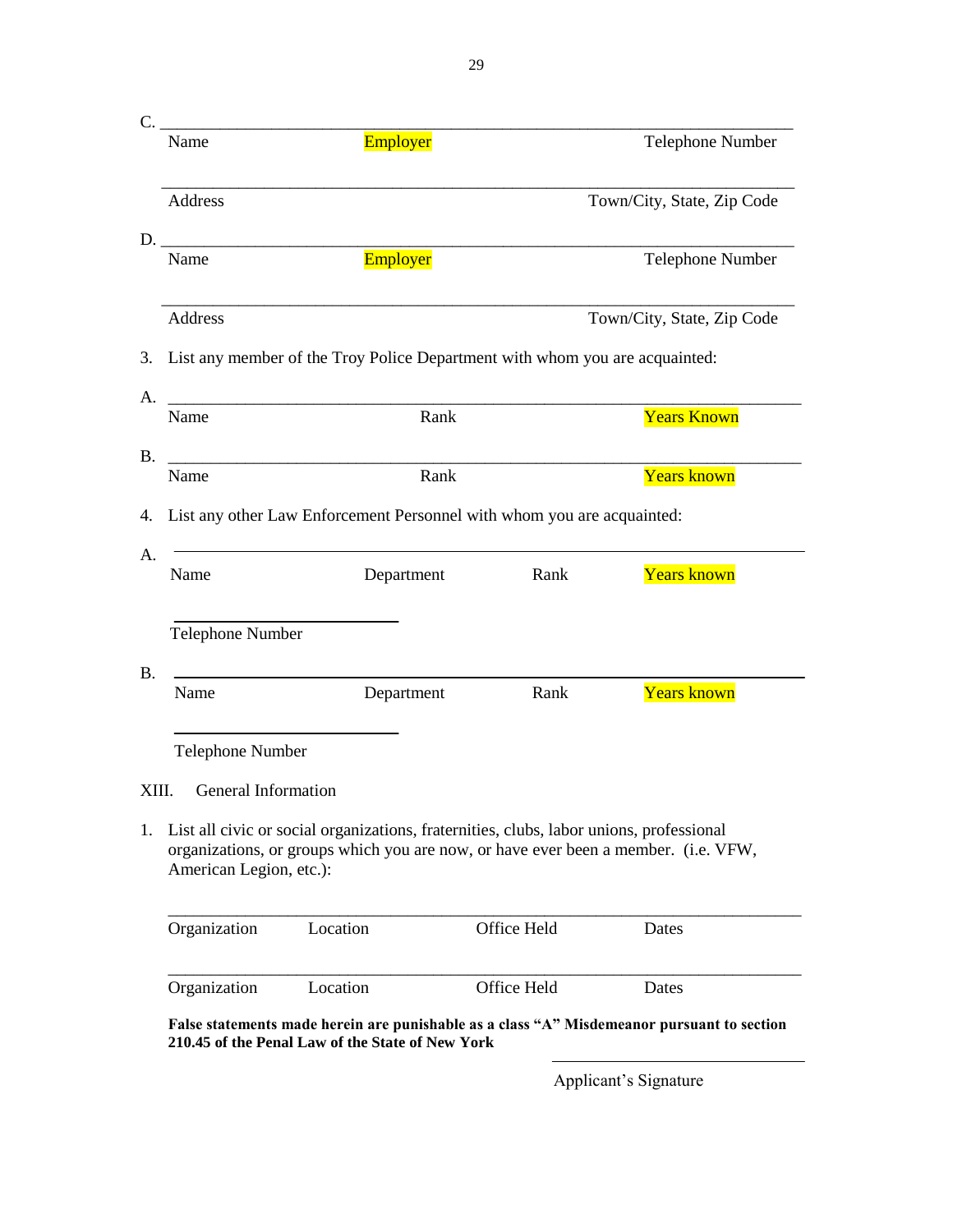C. ______________________________________________________________________

Name &nbsp;&nbsp;&nbsp;&nbsp;&nbsp;&nbsp;&nbsp;&nbsp; Employer &nbsp;&nbsp;&nbsp;&nbsp;&nbsp;&nbsp;&nbsp;&nbsp; Telephone Number

______________________________________________________________________

Address &nbsp;&nbsp;&nbsp;&nbsp;&nbsp;&nbsp;&nbsp;&nbsp; Town/City, State, Zip Code

D. ______________________________________________________________________

Name &nbsp;&nbsp;&nbsp;&nbsp;&nbsp;&nbsp;&nbsp;&nbsp; Employer &nbsp;&nbsp;&nbsp;&nbsp;&nbsp;&nbsp;&nbsp;&nbsp; Telephone Number

______________________________________________________________________

Address &nbsp;&nbsp;&nbsp;&nbsp;&nbsp;&nbsp;&nbsp;&nbsp; Town/City, State, Zip Code

3. List any member of the Troy Police Department with whom you are acquainted:

A. ______________________________________________________________________

Name &nbsp;&nbsp;&nbsp;&nbsp;&nbsp;&nbsp;&nbsp;&nbsp; Rank &nbsp;&nbsp;&nbsp;&nbsp;&nbsp;&nbsp;&nbsp;&nbsp; Years Known

B. ______________________________________________________________________

Name &nbsp;&nbsp;&nbsp;&nbsp;&nbsp;&nbsp;&nbsp;&nbsp; Rank &nbsp;&nbsp;&nbsp;&nbsp;&nbsp;&nbsp;&nbsp;&nbsp; Years known

4. List any other Law Enforcement Personnel with whom you are acquainted:

A. ______________________________________________________________________

Name &nbsp;&nbsp;&nbsp;&nbsp;&nbsp;&nbsp;&nbsp;&nbsp; Department &nbsp;&nbsp;&nbsp;&nbsp;&nbsp;&nbsp;&nbsp;&nbsp; Rank &nbsp;&nbsp;&nbsp;&nbsp;&nbsp;&nbsp;&nbsp;&nbsp; Years known

________________________

Telephone Number

B. ______________________________________________________________________

Name &nbsp;&nbsp;&nbsp;&nbsp;&nbsp;&nbsp;&nbsp;&nbsp; Department &nbsp;&nbsp;&nbsp;&nbsp;&nbsp;&nbsp;&nbsp;&nbsp; Rank &nbsp;&nbsp;&nbsp;&nbsp;&nbsp;&nbsp;&nbsp;&nbsp; Years known

________________________

Telephone Number

## XIII. General Information

1. List all civic or social organizations, fraternities, clubs, labor unions, professional organizations, or groups which you are now, or have ever been a member. (i.e. VFW, American Legion, etc.):

______________________________________________________________________

Organization &nbsp;&nbsp;&nbsp;&nbsp;&nbsp;&nbsp;&nbsp;&nbsp; Location &nbsp;&nbsp;&nbsp;&nbsp;&nbsp;&nbsp;&nbsp;&nbsp; Office Held &nbsp;&nbsp;&nbsp;&nbsp;&nbsp;&nbsp;&nbsp;&nbsp; Dates

______________________________________________________________________

Organization &nbsp;&nbsp;&nbsp;&nbsp;&nbsp;&nbsp;&nbsp;&nbsp; Location &nbsp;&nbsp;&nbsp;&nbsp;&nbsp;&nbsp;&nbsp;&nbsp; Office Held &nbsp;&nbsp;&nbsp;&nbsp;&nbsp;&nbsp;&nbsp;&nbsp; Dates

**False statements made herein are punishable as a class "A" Misdemeanor pursuant to section 210.45 of the Penal Law of the State of New York**

________________________

Applicant's Signature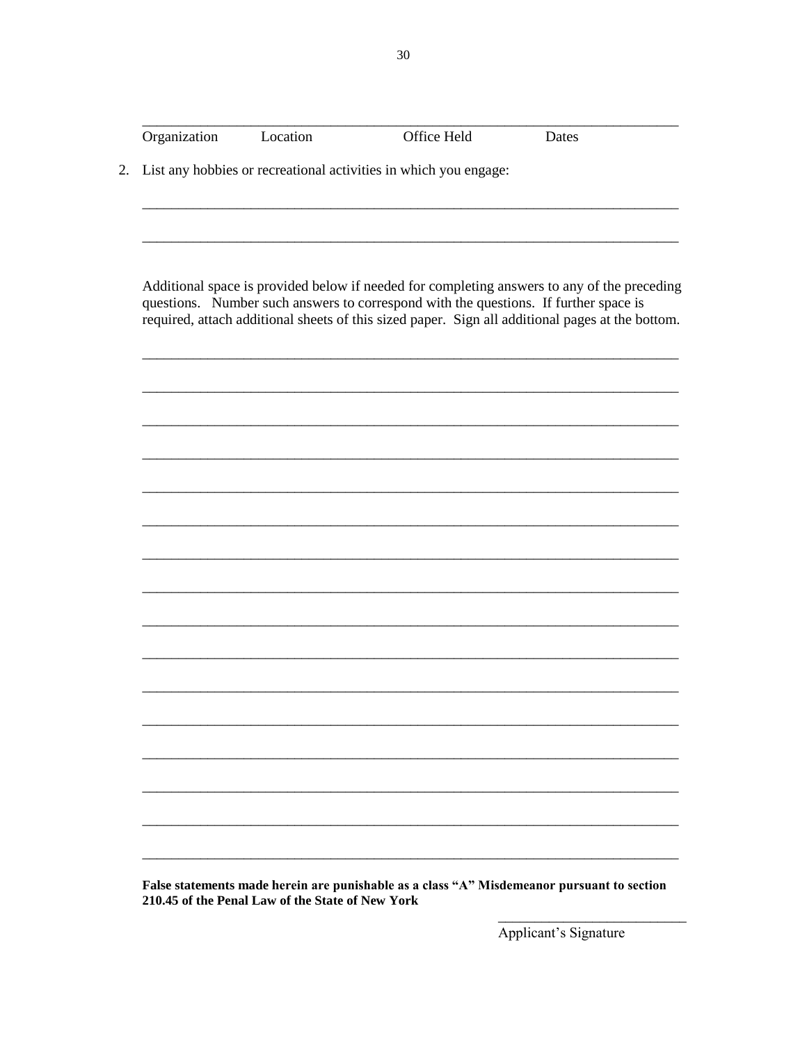\_\_\_\_\_\_\_\_\_\_\_\_\_\_\_\_\_\_\_\_\_\_\_\_\_\_\_\_\_\_\_\_\_\_\_\_\_\_\_\_\_\_\_\_\_\_\_\_\_\_\_\_\_\_\_\_\_\_\_\_\_\_\_\_\_\_\_\_\_\_\_\_

Organization Location Office Held Dates

2. List any hobbies or recreational activities in which you engage:

\_\_\_\_\_\_\_\_\_\_\_\_\_\_\_\_\_\_\_\_\_\_\_\_\_\_\_\_\_\_\_\_\_\_\_\_\_\_\_\_\_\_\_\_\_\_\_\_\_\_\_\_\_\_\_\_\_\_\_\_\_\_\_\_\_\_\_\_\_\_\_\_

\_\_\_\_\_\_\_\_\_\_\_\_\_\_\_\_\_\_\_\_\_\_\_\_\_\_\_\_\_\_\_\_\_\_\_\_\_\_\_\_\_\_\_\_\_\_\_\_\_\_\_\_\_\_\_\_\_\_\_\_\_\_\_\_\_\_\_\_\_\_\_\_

Additional space is provided below if needed for completing answers to any of the preceding questions. Number such answers to correspond with the questions. If further space is required, attach additional sheets of this sized paper. Sign all additional pages at the bottom.

\_\_\_\_\_\_\_\_\_\_\_\_\_\_\_\_\_\_\_\_\_\_\_\_\_\_\_\_\_\_\_\_\_\_\_\_\_\_\_\_\_\_\_\_\_\_\_\_\_\_\_\_\_\_\_\_\_\_\_\_\_\_\_\_\_\_\_\_\_\_\_\_

\_\_\_\_\_\_\_\_\_\_\_\_\_\_\_\_\_\_\_\_\_\_\_\_\_\_\_\_\_\_\_\_\_\_\_\_\_\_\_\_\_\_\_\_\_\_\_\_\_\_\_\_\_\_\_\_\_\_\_\_\_\_\_\_\_\_\_\_\_\_\_\_

\_\_\_\_\_\_\_\_\_\_\_\_\_\_\_\_\_\_\_\_\_\_\_\_\_\_\_\_\_\_\_\_\_\_\_\_\_\_\_\_\_\_\_\_\_\_\_\_\_\_\_\_\_\_\_\_\_\_\_\_\_\_\_\_\_\_\_\_\_\_\_\_

\_\_\_\_\_\_\_\_\_\_\_\_\_\_\_\_\_\_\_\_\_\_\_\_\_\_\_\_\_\_\_\_\_\_\_\_\_\_\_\_\_\_\_\_\_\_\_\_\_\_\_\_\_\_\_\_\_\_\_\_\_\_\_\_\_\_\_\_\_\_\_\_

\_\_\_\_\_\_\_\_\_\_\_\_\_\_\_\_\_\_\_\_\_\_\_\_\_\_\_\_\_\_\_\_\_\_\_\_\_\_\_\_\_\_\_\_\_\_\_\_\_\_\_\_\_\_\_\_\_\_\_\_\_\_\_\_\_\_\_\_\_\_\_\_

\_\_\_\_\_\_\_\_\_\_\_\_\_\_\_\_\_\_\_\_\_\_\_\_\_\_\_\_\_\_\_\_\_\_\_\_\_\_\_\_\_\_\_\_\_\_\_\_\_\_\_\_\_\_\_\_\_\_\_\_\_\_\_\_\_\_\_\_\_\_\_\_

\_\_\_\_\_\_\_\_\_\_\_\_\_\_\_\_\_\_\_\_\_\_\_\_\_\_\_\_\_\_\_\_\_\_\_\_\_\_\_\_\_\_\_\_\_\_\_\_\_\_\_\_\_\_\_\_\_\_\_\_\_\_\_\_\_\_\_\_\_\_\_\_

\_\_\_\_\_\_\_\_\_\_\_\_\_\_\_\_\_\_\_\_\_\_\_\_\_\_\_\_\_\_\_\_\_\_\_\_\_\_\_\_\_\_\_\_\_\_\_\_\_\_\_\_\_\_\_\_\_\_\_\_\_\_\_\_\_\_\_\_\_\_\_\_

\_\_\_\_\_\_\_\_\_\_\_\_\_\_\_\_\_\_\_\_\_\_\_\_\_\_\_\_\_\_\_\_\_\_\_\_\_\_\_\_\_\_\_\_\_\_\_\_\_\_\_\_\_\_\_\_\_\_\_\_\_\_\_\_\_\_\_\_\_\_\_\_

\_\_\_\_\_\_\_\_\_\_\_\_\_\_\_\_\_\_\_\_\_\_\_\_\_\_\_\_\_\_\_\_\_\_\_\_\_\_\_\_\_\_\_\_\_\_\_\_\_\_\_\_\_\_\_\_\_\_\_\_\_\_\_\_\_\_\_\_\_\_\_\_

\_\_\_\_\_\_\_\_\_\_\_\_\_\_\_\_\_\_\_\_\_\_\_\_\_\_\_\_\_\_\_\_\_\_\_\_\_\_\_\_\_\_\_\_\_\_\_\_\_\_\_\_\_\_\_\_\_\_\_\_\_\_\_\_\_\_\_\_\_\_\_\_

\_\_\_\_\_\_\_\_\_\_\_\_\_\_\_\_\_\_\_\_\_\_\_\_\_\_\_\_\_\_\_\_\_\_\_\_\_\_\_\_\_\_\_\_\_\_\_\_\_\_\_\_\_\_\_\_\_\_\_\_\_\_\_\_\_\_\_\_\_\_\_\_

\_\_\_\_\_\_\_\_\_\_\_\_\_\_\_\_\_\_\_\_\_\_\_\_\_\_\_\_\_\_\_\_\_\_\_\_\_\_\_\_\_\_\_\_\_\_\_\_\_\_\_\_\_\_\_\_\_\_\_\_\_\_\_\_\_\_\_\_\_\_\_\_

\_\_\_\_\_\_\_\_\_\_\_\_\_\_\_\_\_\_\_\_\_\_\_\_\_\_\_\_\_\_\_\_\_\_\_\_\_\_\_\_\_\_\_\_\_\_\_\_\_\_\_\_\_\_\_\_\_\_\_\_\_\_\_\_\_\_\_\_\_\_\_\_

\_\_\_\_\_\_\_\_\_\_\_\_\_\_\_\_\_\_\_\_\_\_\_\_\_\_\_\_\_\_\_\_\_\_\_\_\_\_\_\_\_\_\_\_\_\_\_\_\_\_\_\_\_\_\_\_\_\_\_\_\_\_\_\_\_\_\_\_\_\_\_\_

\_\_\_\_\_\_\_\_\_\_\_\_\_\_\_\_\_\_\_\_\_\_\_\_\_\_\_\_\_\_\_\_\_\_\_\_\_\_\_\_\_\_\_\_\_\_\_\_\_\_\_\_\_\_\_\_\_\_\_\_\_\_\_\_\_\_\_\_\_\_\_\_

**False statements made herein are punishable as a class "A" Misdemeanor pursuant to section 210.45 of the Penal Law of the State of New York**

\_\_\_\_\_\_\_\_\_\_\_\_\_\_\_\_\_\_\_\_\_\_\_\_\_\_\_

Applicant's Signature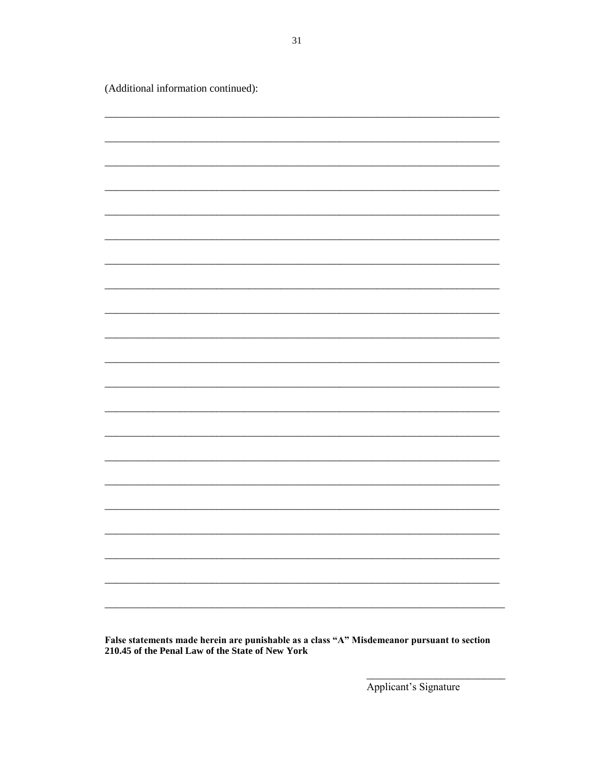(Additional information continued):

\_\_\_\_\_\_\_\_\_\_\_\_\_\_\_\_\_\_\_\_\_\_\_\_\_\_\_\_\_\_\_\_\_\_\_\_\_\_\_\_\_\_\_\_\_\_\_\_\_\_\_\_\_\_\_\_\_\_\_\_\_\_\_\_\_\_\_\_\_\_\_\_

\_\_\_\_\_\_\_\_\_\_\_\_\_\_\_\_\_\_\_\_\_\_\_\_\_\_\_\_\_\_\_\_\_\_\_\_\_\_\_\_\_\_\_\_\_\_\_\_\_\_\_\_\_\_\_\_\_\_\_\_\_\_\_\_\_\_\_\_\_\_\_\_

\_\_\_\_\_\_\_\_\_\_\_\_\_\_\_\_\_\_\_\_\_\_\_\_\_\_\_\_\_\_\_\_\_\_\_\_\_\_\_\_\_\_\_\_\_\_\_\_\_\_\_\_\_\_\_\_\_\_\_\_\_\_\_\_\_\_\_\_\_\_\_\_

\_\_\_\_\_\_\_\_\_\_\_\_\_\_\_\_\_\_\_\_\_\_\_\_\_\_\_\_\_\_\_\_\_\_\_\_\_\_\_\_\_\_\_\_\_\_\_\_\_\_\_\_\_\_\_\_\_\_\_\_\_\_\_\_\_\_\_\_\_\_\_\_

\_\_\_\_\_\_\_\_\_\_\_\_\_\_\_\_\_\_\_\_\_\_\_\_\_\_\_\_\_\_\_\_\_\_\_\_\_\_\_\_\_\_\_\_\_\_\_\_\_\_\_\_\_\_\_\_\_\_\_\_\_\_\_\_\_\_\_\_\_\_\_\_

\_\_\_\_\_\_\_\_\_\_\_\_\_\_\_\_\_\_\_\_\_\_\_\_\_\_\_\_\_\_\_\_\_\_\_\_\_\_\_\_\_\_\_\_\_\_\_\_\_\_\_\_\_\_\_\_\_\_\_\_\_\_\_\_\_\_\_\_\_\_\_\_

\_\_\_\_\_\_\_\_\_\_\_\_\_\_\_\_\_\_\_\_\_\_\_\_\_\_\_\_\_\_\_\_\_\_\_\_\_\_\_\_\_\_\_\_\_\_\_\_\_\_\_\_\_\_\_\_\_\_\_\_\_\_\_\_\_\_\_\_\_\_\_\_

\_\_\_\_\_\_\_\_\_\_\_\_\_\_\_\_\_\_\_\_\_\_\_\_\_\_\_\_\_\_\_\_\_\_\_\_\_\_\_\_\_\_\_\_\_\_\_\_\_\_\_\_\_\_\_\_\_\_\_\_\_\_\_\_\_\_\_\_\_\_\_\_

\_\_\_\_\_\_\_\_\_\_\_\_\_\_\_\_\_\_\_\_\_\_\_\_\_\_\_\_\_\_\_\_\_\_\_\_\_\_\_\_\_\_\_\_\_\_\_\_\_\_\_\_\_\_\_\_\_\_\_\_\_\_\_\_\_\_\_\_\_\_\_\_

\_\_\_\_\_\_\_\_\_\_\_\_\_\_\_\_\_\_\_\_\_\_\_\_\_\_\_\_\_\_\_\_\_\_\_\_\_\_\_\_\_\_\_\_\_\_\_\_\_\_\_\_\_\_\_\_\_\_\_\_\_\_\_\_\_\_\_\_\_\_\_\_

\_\_\_\_\_\_\_\_\_\_\_\_\_\_\_\_\_\_\_\_\_\_\_\_\_\_\_\_\_\_\_\_\_\_\_\_\_\_\_\_\_\_\_\_\_\_\_\_\_\_\_\_\_\_\_\_\_\_\_\_\_\_\_\_\_\_\_\_\_\_\_\_

\_\_\_\_\_\_\_\_\_\_\_\_\_\_\_\_\_\_\_\_\_\_\_\_\_\_\_\_\_\_\_\_\_\_\_\_\_\_\_\_\_\_\_\_\_\_\_\_\_\_\_\_\_\_\_\_\_\_\_\_\_\_\_\_\_\_\_\_\_\_\_\_

\_\_\_\_\_\_\_\_\_\_\_\_\_\_\_\_\_\_\_\_\_\_\_\_\_\_\_\_\_\_\_\_\_\_\_\_\_\_\_\_\_\_\_\_\_\_\_\_\_\_\_\_\_\_\_\_\_\_\_\_\_\_\_\_\_\_\_\_\_\_\_\_

\_\_\_\_\_\_\_\_\_\_\_\_\_\_\_\_\_\_\_\_\_\_\_\_\_\_\_\_\_\_\_\_\_\_\_\_\_\_\_\_\_\_\_\_\_\_\_\_\_\_\_\_\_\_\_\_\_\_\_\_\_\_\_\_\_\_\_\_\_\_\_\_

\_\_\_\_\_\_\_\_\_\_\_\_\_\_\_\_\_\_\_\_\_\_\_\_\_\_\_\_\_\_\_\_\_\_\_\_\_\_\_\_\_\_\_\_\_\_\_\_\_\_\_\_\_\_\_\_\_\_\_\_\_\_\_\_\_\_\_\_\_\_\_\_

\_\_\_\_\_\_\_\_\_\_\_\_\_\_\_\_\_\_\_\_\_\_\_\_\_\_\_\_\_\_\_\_\_\_\_\_\_\_\_\_\_\_\_\_\_\_\_\_\_\_\_\_\_\_\_\_\_\_\_\_\_\_\_\_\_\_\_\_\_\_\_\_

\_\_\_\_\_\_\_\_\_\_\_\_\_\_\_\_\_\_\_\_\_\_\_\_\_\_\_\_\_\_\_\_\_\_\_\_\_\_\_\_\_\_\_\_\_\_\_\_\_\_\_\_\_\_\_\_\_\_\_\_\_\_\_\_\_\_\_\_\_\_\_\_

\_\_\_\_\_\_\_\_\_\_\_\_\_\_\_\_\_\_\_\_\_\_\_\_\_\_\_\_\_\_\_\_\_\_\_\_\_\_\_\_\_\_\_\_\_\_\_\_\_\_\_\_\_\_\_\_\_\_\_\_\_\_\_\_\_\_\_\_\_\_\_\_

\_\_\_\_\_\_\_\_\_\_\_\_\_\_\_\_\_\_\_\_\_\_\_\_\_\_\_\_\_\_\_\_\_\_\_\_\_\_\_\_\_\_\_\_\_\_\_\_\_\_\_\_\_\_\_\_\_\_\_\_\_\_\_\_\_\_\_\_\_\_\_\_

\_\_\_\_\_\_\_\_\_\_\_\_\_\_\_\_\_\_\_\_\_\_\_\_\_\_\_\_\_\_\_\_\_\_\_\_\_\_\_\_\_\_\_\_\_\_\_\_\_\_\_\_\_\_\_\_\_\_\_\_\_\_\_\_\_\_\_\_\_\_\_\_

\_\_\_\_\_\_\_\_\_\_\_\_\_\_\_\_\_\_\_\_\_\_\_\_\_\_\_\_\_\_\_\_\_\_\_\_\_\_\_\_\_\_\_\_\_\_\_\_\_\_\_\_\_\_\_\_\_\_\_\_\_\_\_\_\_\_\_\_\_\_\_\_

**False statements made herein are punishable as a class "A" Misdemeanor pursuant to section 210.45 of the Penal Law of the State of New York**

\_\_\_\_\_\_\_\_\_\_\_\_\_\_\_\_\_\_\_\_\_\_\_\_\_\_\_

Applicant's Signature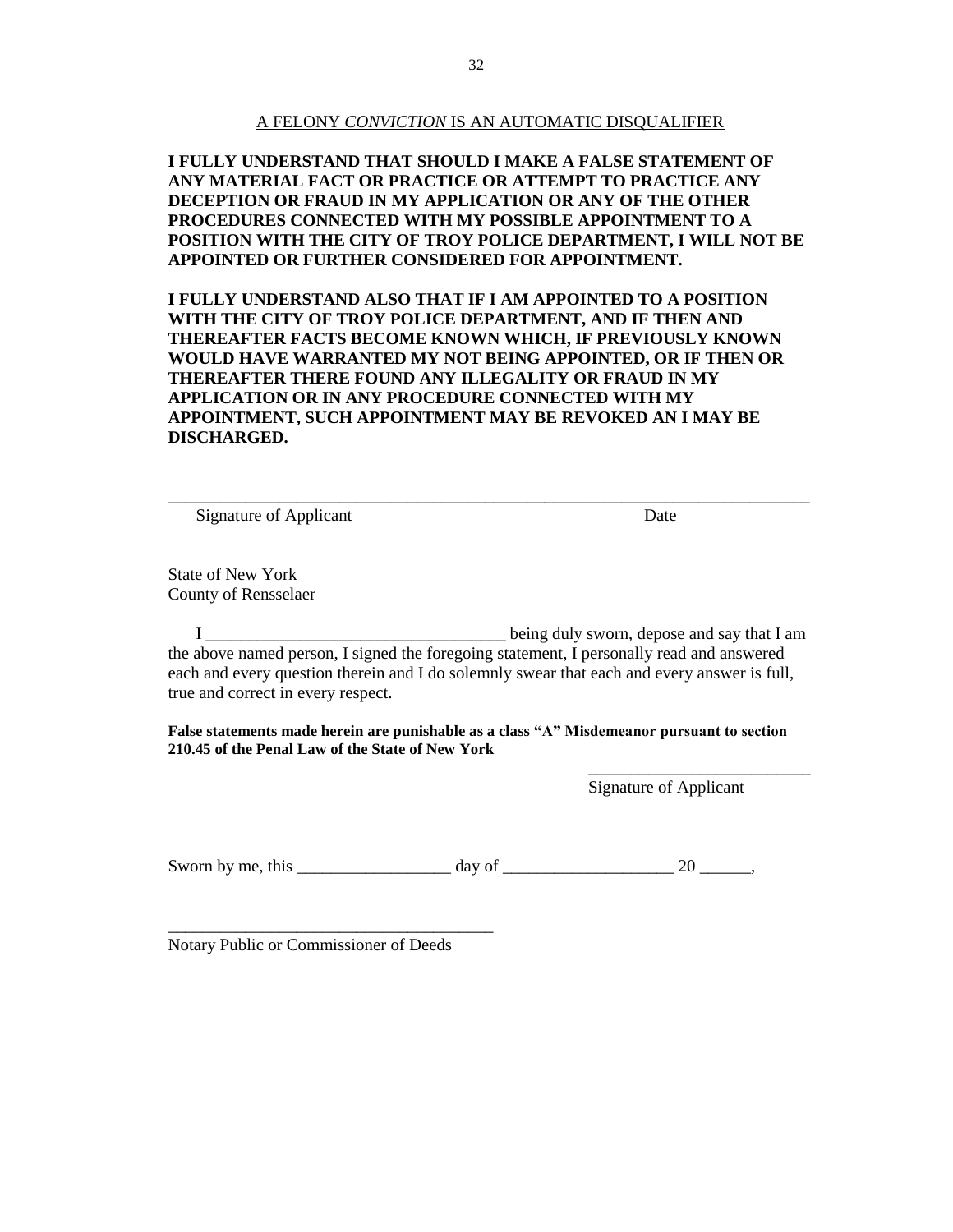<u>A FELONY *CONVICTION* IS AN AUTOMATIC DISQUALIFIER</u>

**I FULLY UNDERSTAND THAT SHOULD I MAKE A FALSE STATEMENT OF ANY MATERIAL FACT OR PRACTICE OR ATTEMPT TO PRACTICE ANY DECEPTION OR FRAUD IN MY APPLICATION OR ANY OF THE OTHER PROCEDURES CONNECTED WITH MY POSSIBLE APPOINTMENT TO A POSITION WITH THE CITY OF TROY POLICE DEPARTMENT, I WILL NOT BE APPOINTED OR FURTHER CONSIDERED FOR APPOINTMENT.**

**I FULLY UNDERSTAND ALSO THAT IF I AM APPOINTED TO A POSITION WITH THE CITY OF TROY POLICE DEPARTMENT, AND IF THEN AND THEREAFTER FACTS BECOME KNOWN WHICH, IF PREVIOUSLY KNOWN WOULD HAVE WARRANTED MY NOT BEING APPOINTED, OR IF THEN OR THEREAFTER THERE FOUND ANY ILLEGALITY OR FRAUD IN MY APPLICATION OR IN ANY PROCEDURE CONNECTED WITH MY APPOINTMENT, SUCH APPOINTMENT MAY BE REVOKED AN I MAY BE DISCHARGED.**

_______________________________________________________________________________

Signature of Applicant                                                                 Date

State of New York
County of Rensselaer

I ___________________________________ being duly sworn, depose and say that I am the above named person, I signed the foregoing statement, I personally read and answered each and every question therein and I do solemnly swear that each and every answer is full, true and correct in every respect.

**False statements made herein are punishable as a class "A" Misdemeanor pursuant to section 210.45 of the Penal Law of the State of New York**

___________________________
Signature of Applicant

Sworn by me, this __________________ day of ____________________ 20 ______,

________________________________________
Notary Public or Commissioner of Deeds